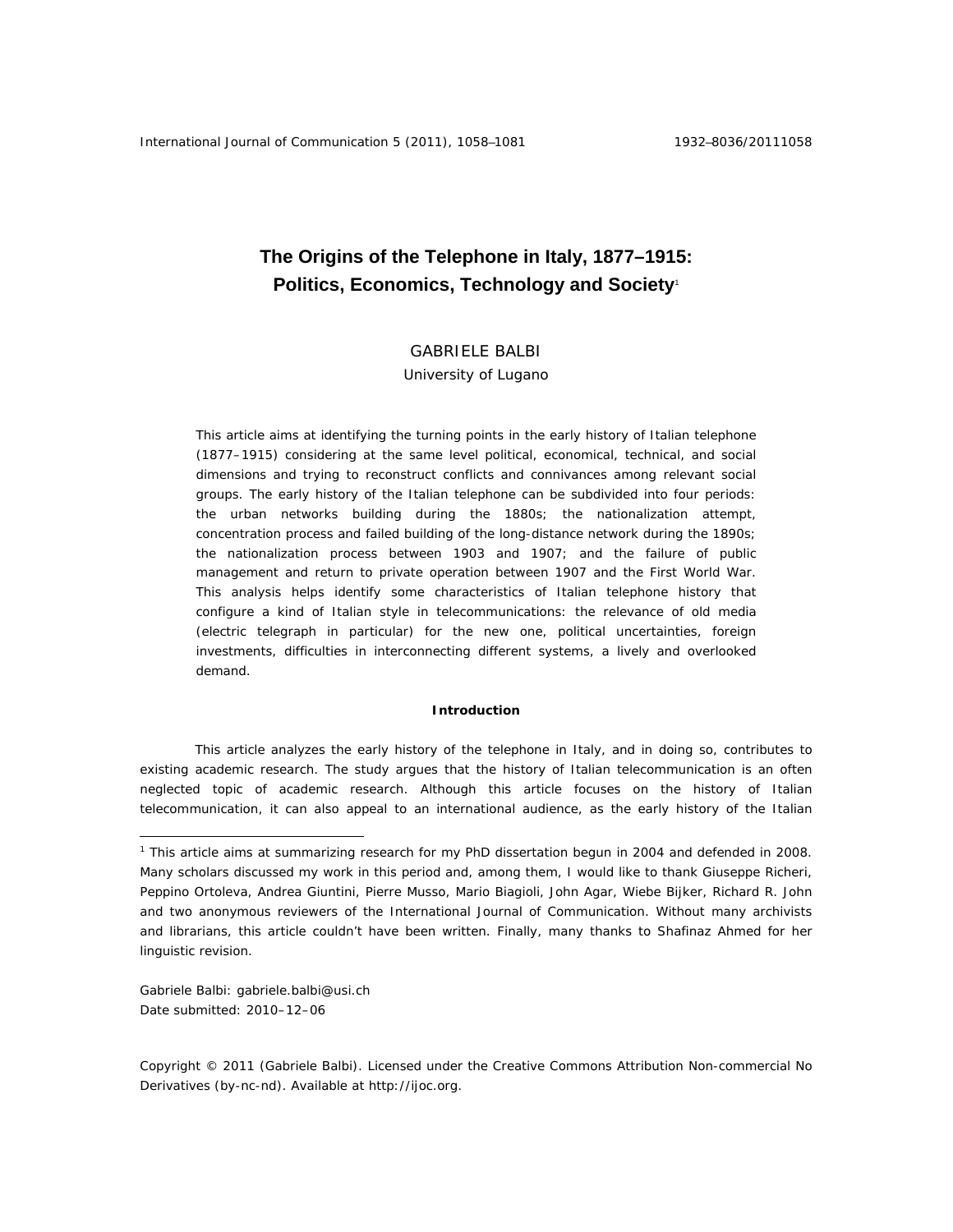# The Origins of the Telephone in Italy, 1877–1915: Politics, Economics, Technology and Society[1]

GABRIELE BALBI
University of Lugano

This article aims at identifying the turning points in the early history of Italian telephone (1877–1915) considering at the same level political, economical, technical, and social dimensions and trying to reconstruct conflicts and connivances among relevant social groups. The early history of the Italian telephone can be subdivided into four periods: the urban networks building during the 1880s; the nationalization attempt, concentration process and failed building of the long-distance network during the 1890s; the nationalization process between 1903 and 1907; and the failure of public management and return to private operation between 1907 and the First World War. This analysis helps identify some characteristics of Italian telephone history that configure a kind of Italian style in telecommunications: the relevance of old media (electric telegraph in particular) for the new one, political uncertainties, foreign investments, difficulties in interconnecting different systems, a lively and overlooked demand.

## Introduction

This article analyzes the early history of the telephone in Italy, and in doing so, contributes to existing academic research. The study argues that the history of Italian telecommunication is an often neglected topic of academic research. Although this article focuses on the history of Italian telecommunication, it can also appeal to an international audience, as the early history of the Italian

[1] This article aims at summarizing research for my PhD dissertation begun in 2004 and defended in 2008. Many scholars discussed my work in this period and, among them, I would like to thank Giuseppe Richeri, Peppino Ortoleva, Andrea Giuntini, Pierre Musso, Mario Biagioli, John Agar, Wiebe Bijker, Richard R. John and two anonymous reviewers of the International Journal of Communication. Without many archivists and librarians, this article couldn't have been written. Finally, many thanks to Shafinaz Ahmed for her linguistic revision.

Gabriele Balbi: gabriele.balbi@usi.ch
Date submitted: 2010–12–06

Copyright © 2011 (Gabriele Balbi). Licensed under the Creative Commons Attribution Non-commercial No Derivatives (by-nc-nd). Available at http://ijoc.org.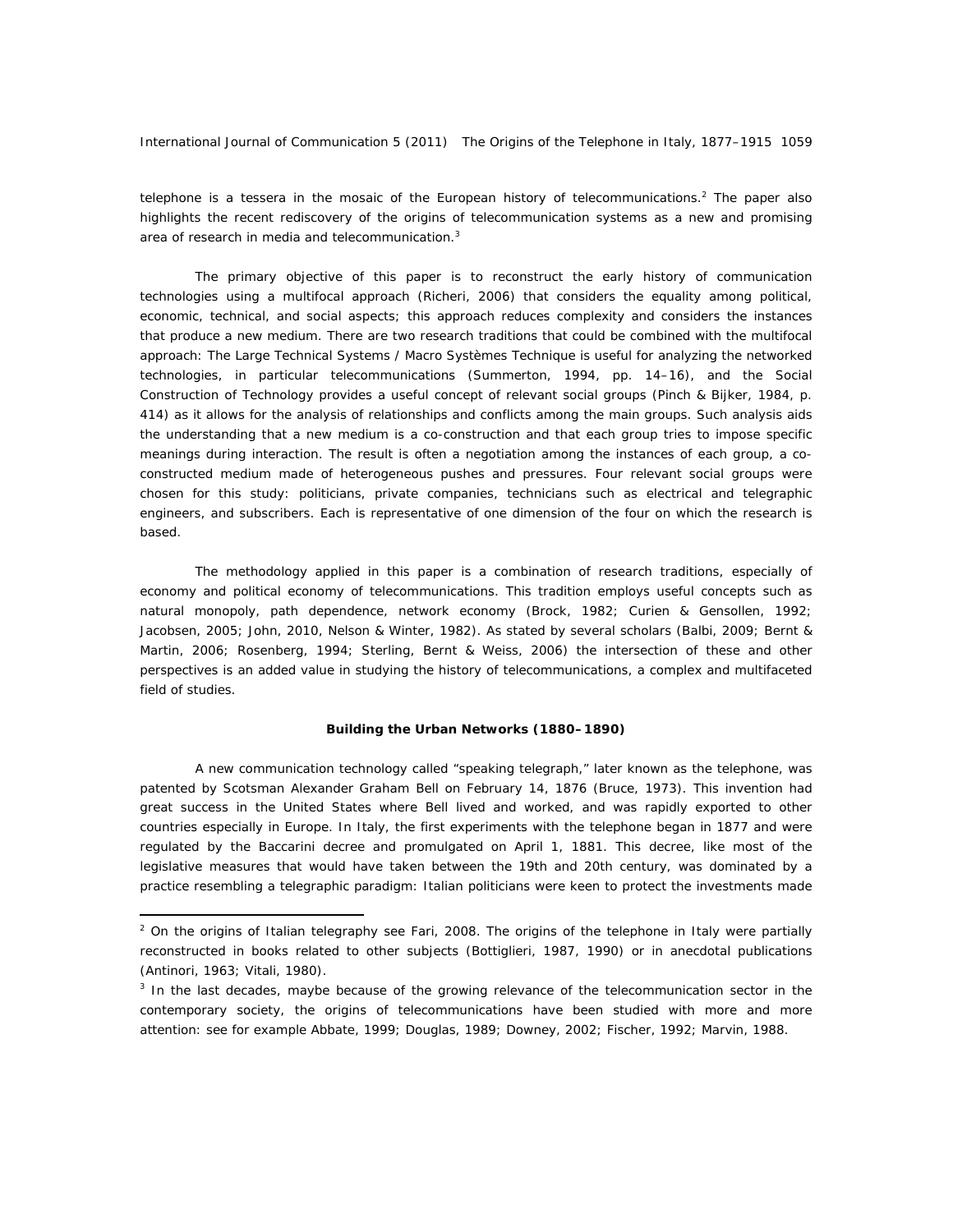telephone is a tessera in the mosaic of the European history of telecommunications.[2] The paper also highlights the recent rediscovery of the origins of telecommunication systems as a new and promising area of research in media and telecommunication.[3]

The primary objective of this paper is to reconstruct the early history of communication technologies using a multifocal approach (Richeri, 2006) that considers the equality among political, economic, technical, and social aspects; this approach reduces complexity and considers the instances that produce a new medium. There are two research traditions that could be combined with the multifocal approach: The Large Technical Systems / Macro Systèmes Technique is useful for analyzing the networked technologies, in particular telecommunications (Summerton, 1994, pp. 14–16), and the Social Construction of Technology provides a useful concept of relevant social groups (Pinch & Bijker, 1984, p. 414) as it allows for the analysis of relationships and conflicts among the main groups. Such analysis aids the understanding that a new medium is a co-construction and that each group tries to impose specific meanings during interaction. The result is often a negotiation among the instances of each group, a co-constructed medium made of heterogeneous pushes and pressures. Four relevant social groups were chosen for this study: politicians, private companies, technicians such as electrical and telegraphic engineers, and subscribers. Each is representative of one dimension of the four on which the research is based.

The methodology applied in this paper is a combination of research traditions, especially of economy and political economy of telecommunications. This tradition employs useful concepts such as natural monopoly, path dependence, network economy (Brock, 1982; Curien & Gensollen, 1992; Jacobsen, 2005; John, 2010, Nelson & Winter, 1982). As stated by several scholars (Balbi, 2009; Bernt & Martin, 2006; Rosenberg, 1994; Sterling, Bernt & Weiss, 2006) the intersection of these and other perspectives is an added value in studying the history of telecommunications, a complex and multifaceted field of studies.

## Building the Urban Networks (1880–1890)

A new communication technology called "speaking telegraph," later known as the telephone, was patented by Scotsman Alexander Graham Bell on February 14, 1876 (Bruce, 1973). This invention had great success in the United States where Bell lived and worked, and was rapidly exported to other countries especially in Europe. In Italy, the first experiments with the telephone began in 1877 and were regulated by the Baccarini decree and promulgated on April 1, 1881. This decree, like most of the legislative measures that would have taken between the 19th and 20th century, was dominated by a practice resembling a telegraphic paradigm: Italian politicians were keen to protect the investments made

---

[2] On the origins of Italian telegraphy see Fari, 2008. The origins of the telephone in Italy were partially reconstructed in books related to other subjects (Bottiglieri, 1987, 1990) or in anecdotal publications (Antinori, 1963; Vitali, 1980).

[3] In the last decades, maybe because of the growing relevance of the telecommunication sector in the contemporary society, the origins of telecommunications have been studied with more and more attention: see for example Abbate, 1999; Douglas, 1989; Downey, 2002; Fischer, 1992; Marvin, 1988.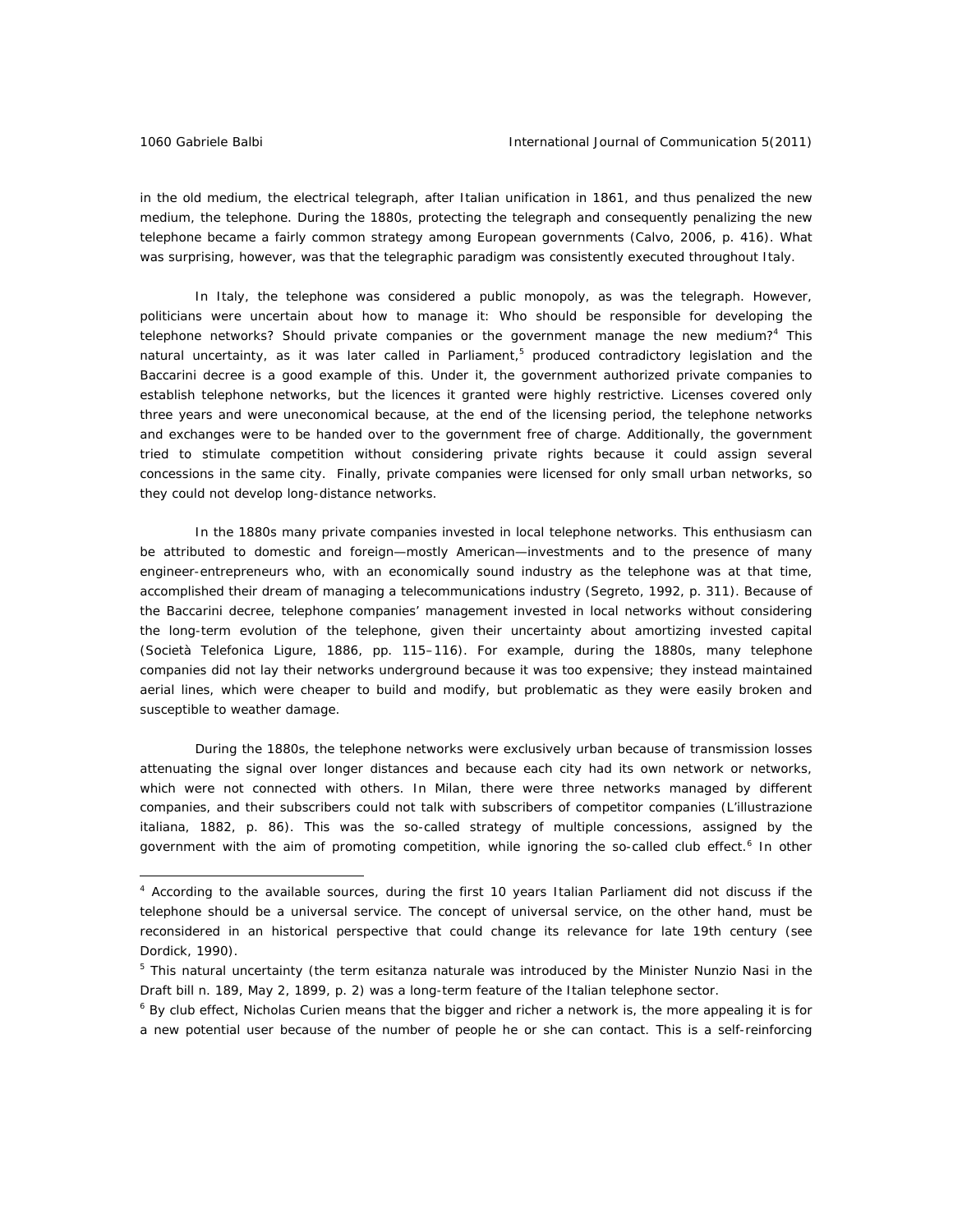in the old medium, the electrical telegraph, after Italian unification in 1861, and thus penalized the new medium, the telephone. During the 1880s, protecting the telegraph and consequently penalizing the new telephone became a fairly common strategy among European governments (Calvo, 2006, p. 416). What was surprising, however, was that the telegraphic paradigm was consistently executed throughout Italy.

In Italy, the telephone was considered a public monopoly, as was the telegraph. However, politicians were uncertain about how to manage it: Who should be responsible for developing the telephone networks? Should private companies or the government manage the new medium?[4] This natural uncertainty, as it was later called in Parliament,[5] produced contradictory legislation and the Baccarini decree is a good example of this. Under it, the government authorized private companies to establish telephone networks, but the licences it granted were highly restrictive. Licenses covered only three years and were uneconomical because, at the end of the licensing period, the telephone networks and exchanges were to be handed over to the government free of charge. Additionally, the government tried to stimulate competition without considering private rights because it could assign several concessions in the same city. Finally, private companies were licensed for only small urban networks, so they could not develop long-distance networks.

In the 1880s many private companies invested in local telephone networks. This enthusiasm can be attributed to domestic and foreign—mostly American—investments and to the presence of many engineer-entrepreneurs who, with an economically sound industry as the telephone was at that time, accomplished their dream of managing a telecommunications industry (Segreto, 1992, p. 311). Because of the Baccarini decree, telephone companies' management invested in local networks without considering the long-term evolution of the telephone, given their uncertainty about amortizing invested capital (Società Telefonica Ligure, 1886, pp. 115–116). For example, during the 1880s, many telephone companies did not lay their networks underground because it was too expensive; they instead maintained aerial lines, which were cheaper to build and modify, but problematic as they were easily broken and susceptible to weather damage.

During the 1880s, the telephone networks were exclusively urban because of transmission losses attenuating the signal over longer distances and because each city had its own network or networks, which were not connected with others. In Milan, there were three networks managed by different companies, and their subscribers could not talk with subscribers of competitor companies (*L'illustrazione italiana*, 1882, p. 86). This was the so-called strategy of multiple concessions, assigned by the government with the aim of promoting competition, while ignoring the so-called club effect.[6] In other

---

[4] According to the available sources, during the first 10 years Italian Parliament did not discuss if the telephone should be a universal service. The concept of universal service, on the other hand, must be reconsidered in an historical perspective that could change its relevance for late 19th century (see Dordick, 1990).

[5] This natural uncertainty (the term *esitanza naturale* was introduced by the Minister Nunzio Nasi in the Draft bill n. 189, May 2, 1899, p. 2) was a long-term feature of the Italian telephone sector.

[6] By club effect, Nicholas Curien means that the bigger and richer a network is, the more appealing it is for a new potential user because of the number of people he or she can contact. This is a self-reinforcing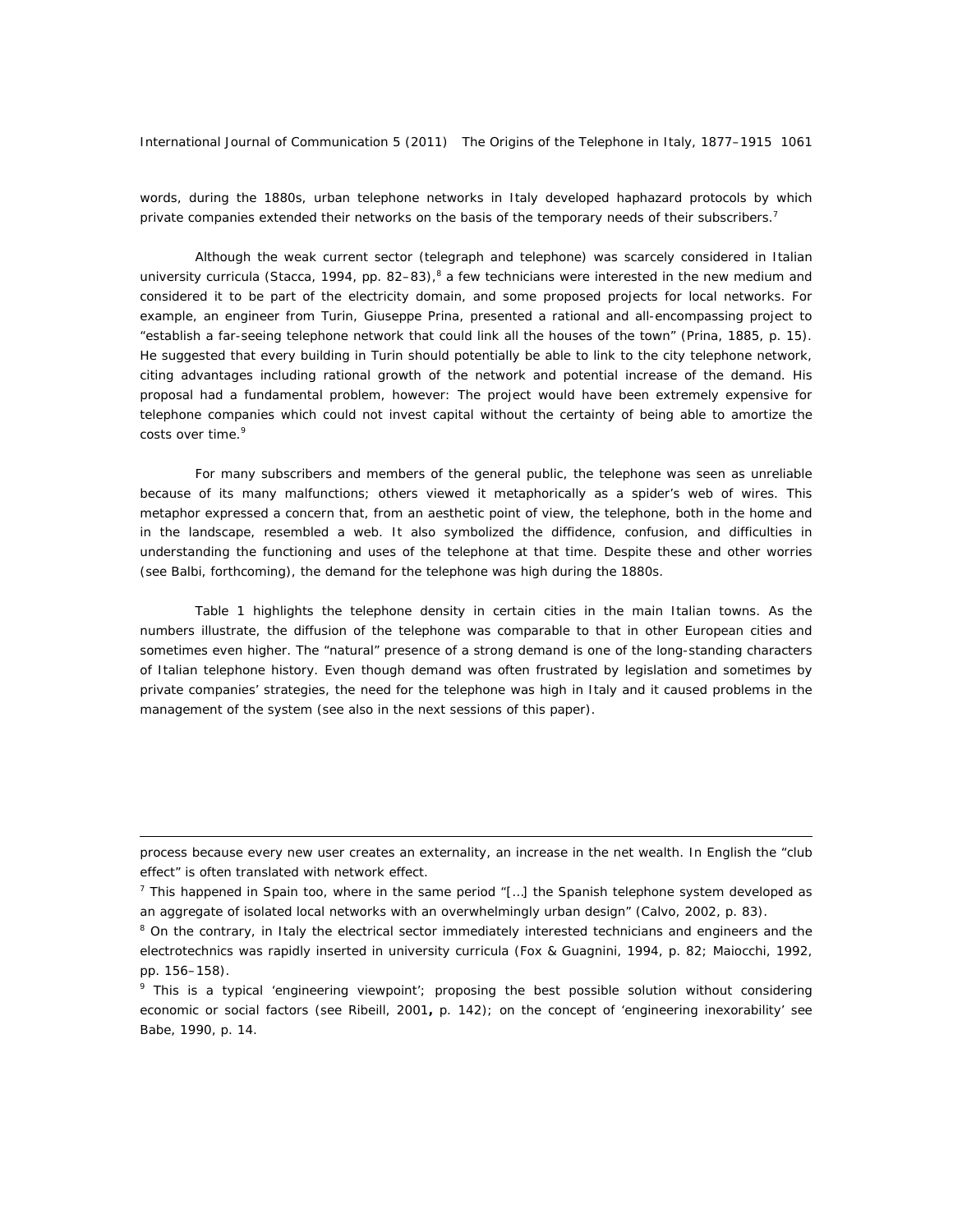words, during the 1880s, urban telephone networks in Italy developed haphazard protocols by which private companies extended their networks on the basis of the temporary needs of their subscribers.[7]

Although the weak current sector (telegraph and telephone) was scarcely considered in Italian university curricula (Stacca, 1994, pp. 82–83),[8] a few technicians were interested in the new medium and considered it to be part of the electricity domain, and some proposed projects for local networks. For example, an engineer from Turin, Giuseppe Prina, presented a rational and all-encompassing project to "establish a far-seeing telephone network that could link all the houses of the town" (Prina, 1885, p. 15). He suggested that every building in Turin should potentially be able to link to the city telephone network, citing advantages including rational growth of the network and potential increase of the demand. His proposal had a fundamental problem, however: The project would have been extremely expensive for telephone companies which could not invest capital without the certainty of being able to amortize the costs over time.[9]

For many subscribers and members of the general public, the telephone was seen as unreliable because of its many malfunctions; others viewed it metaphorically as a spider's web of wires. This metaphor expressed a concern that, from an aesthetic point of view, the telephone, both in the home and in the landscape, resembled a web. It also symbolized the diffidence, confusion, and difficulties in understanding the functioning and uses of the telephone at that time. Despite these and other worries (see Balbi, forthcoming), the demand for the telephone was high during the 1880s.

Table 1 highlights the telephone density in certain cities in the main Italian towns. As the numbers illustrate, the diffusion of the telephone was comparable to that in other European cities and sometimes even higher. The "natural" presence of a strong demand is one of the long-standing characters of Italian telephone history. Even though demand was often frustrated by legislation and sometimes by private companies' strategies, the need for the telephone was high in Italy and it caused problems in the management of the system (see also in the next sessions of this paper).

---

process because every new user creates an externality, an increase in the net wealth. In English the "club effect" is often translated with network effect.

[7] This happened in Spain too, where in the same period "[…] the Spanish telephone system developed as an aggregate of isolated local networks with an overwhelmingly urban design" (Calvo, 2002, p. 83).

[8] On the contrary, in Italy the electrical sector immediately interested technicians and engineers and the electrotechnics was rapidly inserted in university curricula (Fox & Guagnini, 1994, p. 82; Maiocchi, 1992, pp. 156–158).

[9] This is a typical 'engineering viewpoint'; proposing the best possible solution without considering economic or social factors (see Ribeill, 2001**,** p. 142); on the concept of 'engineering inexorability' see Babe, 1990, p. 14.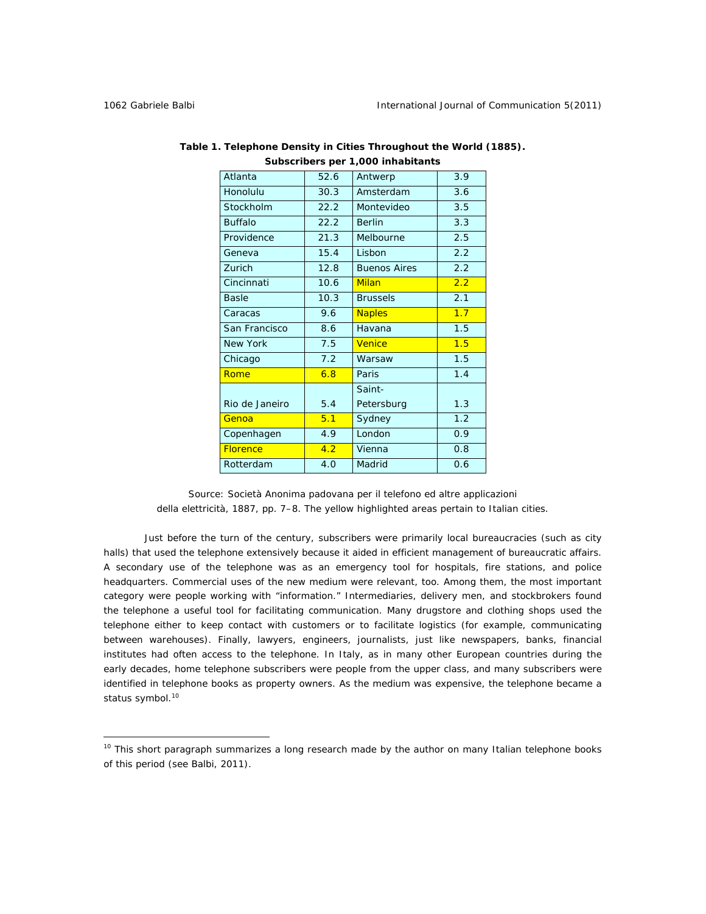**Table 1. Telephone Density in Cities Throughout the World (1885).**
**Subscribers per 1,000 inhabitants**

| City | Density | City | Density |
|---|---|---|---|
| Atlanta | 52.6 | Antwerp | 3.9 |
| Honolulu | 30.3 | Amsterdam | 3.6 |
| Stockholm | 22.2 | Montevideo | 3.5 |
| Buffalo | 22.2 | Berlin | 3.3 |
| Providence | 21.3 | Melbourne | 2.5 |
| Geneva | 15.4 | Lisbon | 2.2 |
| Zurich | 12.8 | Buenos Aires | 2.2 |
| Cincinnati | 10.6 | Milan | 2.2 |
| Basle | 10.3 | Brussels | 2.1 |
| Caracas | 9.6 | Naples | 1.7 |
| San Francisco | 8.6 | Havana | 1.5 |
| New York | 7.5 | Venice | 1.5 |
| Chicago | 7.2 | Warsaw | 1.5 |
| Rome | 6.8 | Paris | 1.4 |
| Rio de Janeiro | 5.4 | Saint-Petersburg | 1.3 |
| Genoa | 5.1 | Sydney | 1.2 |
| Copenhagen | 4.9 | London | 0.9 |
| Florence | 4.2 | Vienna | 0.8 |
| Rotterdam | 4.0 | Madrid | 0.6 |

Source: Società Anonima padovana per il telefono ed altre applicazioni della elettricità, 1887, pp. 7–8. The yellow highlighted areas pertain to Italian cities.

Just before the turn of the century, subscribers were primarily local bureaucracies (such as city halls) that used the telephone extensively because it aided in efficient management of bureaucratic affairs. A secondary use of the telephone was as an emergency tool for hospitals, fire stations, and police headquarters. Commercial uses of the new medium were relevant, too. Among them, the most important category were people working with "information." Intermediaries, delivery men, and stockbrokers found the telephone a useful tool for facilitating communication. Many drugstore and clothing shops used the telephone either to keep contact with customers or to facilitate logistics (for example, communicating between warehouses). Finally, lawyers, engineers, journalists, just like newspapers, banks, financial institutes had often access to the telephone. In Italy, as in many other European countries during the early decades, home telephone subscribers were people from the upper class, and many subscribers were identified in telephone books as property owners. As the medium was expensive, the telephone became a status symbol.[10]

[10] This short paragraph summarizes a long research made by the author on many Italian telephone books of this period (see Balbi, 2011).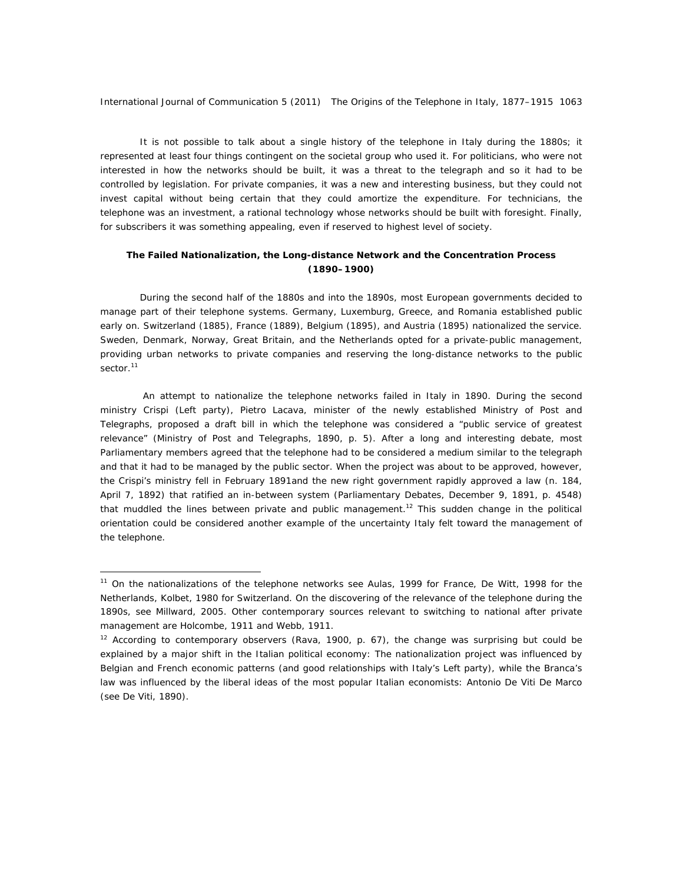It is not possible to talk about a single history of the telephone in Italy during the 1880s; it represented at least four things contingent on the societal group who used it. For politicians, who were not interested in how the networks should be built, it was a threat to the telegraph and so it had to be controlled by legislation. For private companies, it was a new and interesting business, but they could not invest capital without being certain that they could amortize the expenditure. For technicians, the telephone was an investment, a rational technology whose networks should be built with foresight. Finally, for subscribers it was something appealing, even if reserved to highest level of society.

## The Failed Nationalization, the Long-distance Network and the Concentration Process (1890–1900)

During the second half of the 1880s and into the 1890s, most European governments decided to manage part of their telephone systems. Germany, Luxemburg, Greece, and Romania established public early on. Switzerland (1885), France (1889), Belgium (1895), and Austria (1895) nationalized the service. Sweden, Denmark, Norway, Great Britain, and the Netherlands opted for a private-public management, providing urban networks to private companies and reserving the long-distance networks to the public sector.[11]

An attempt to nationalize the telephone networks failed in Italy in 1890. During the second ministry Crispi (Left party), Pietro Lacava, minister of the newly established Ministry of Post and Telegraphs, proposed a draft bill in which the telephone was considered a "public service of greatest relevance" (Ministry of Post and Telegraphs, 1890, p. 5). After a long and interesting debate, most Parliamentary members agreed that the telephone had to be considered a medium similar to the telegraph and that it had to be managed by the public sector. When the project was about to be approved, however, the Crispi's ministry fell in February 1891and the new right government rapidly approved a law (n. 184, April 7, 1892) that ratified an in-between system (Parliamentary Debates, December 9, 1891, p. 4548) that muddled the lines between private and public management.[12] This sudden change in the political orientation could be considered another example of the uncertainty Italy felt toward the management of the telephone.

---

[11] On the nationalizations of the telephone networks see Aulas, 1999 for France, De Witt, 1998 for the Netherlands, Kolbet, 1980 for Switzerland. On the discovering of the relevance of the telephone during the 1890s, see Millward, 2005. Other contemporary sources relevant to switching to national after private management are Holcombe, 1911 and Webb, 1911.

[12] According to contemporary observers (Rava, 1900, p. 67), the change was surprising but could be explained by a major shift in the Italian political economy: The nationalization project was influenced by Belgian and French economic patterns (and good relationships with Italy's Left party), while the Branca's law was influenced by the liberal ideas of the most popular Italian economists: Antonio De Viti De Marco (see De Viti, 1890).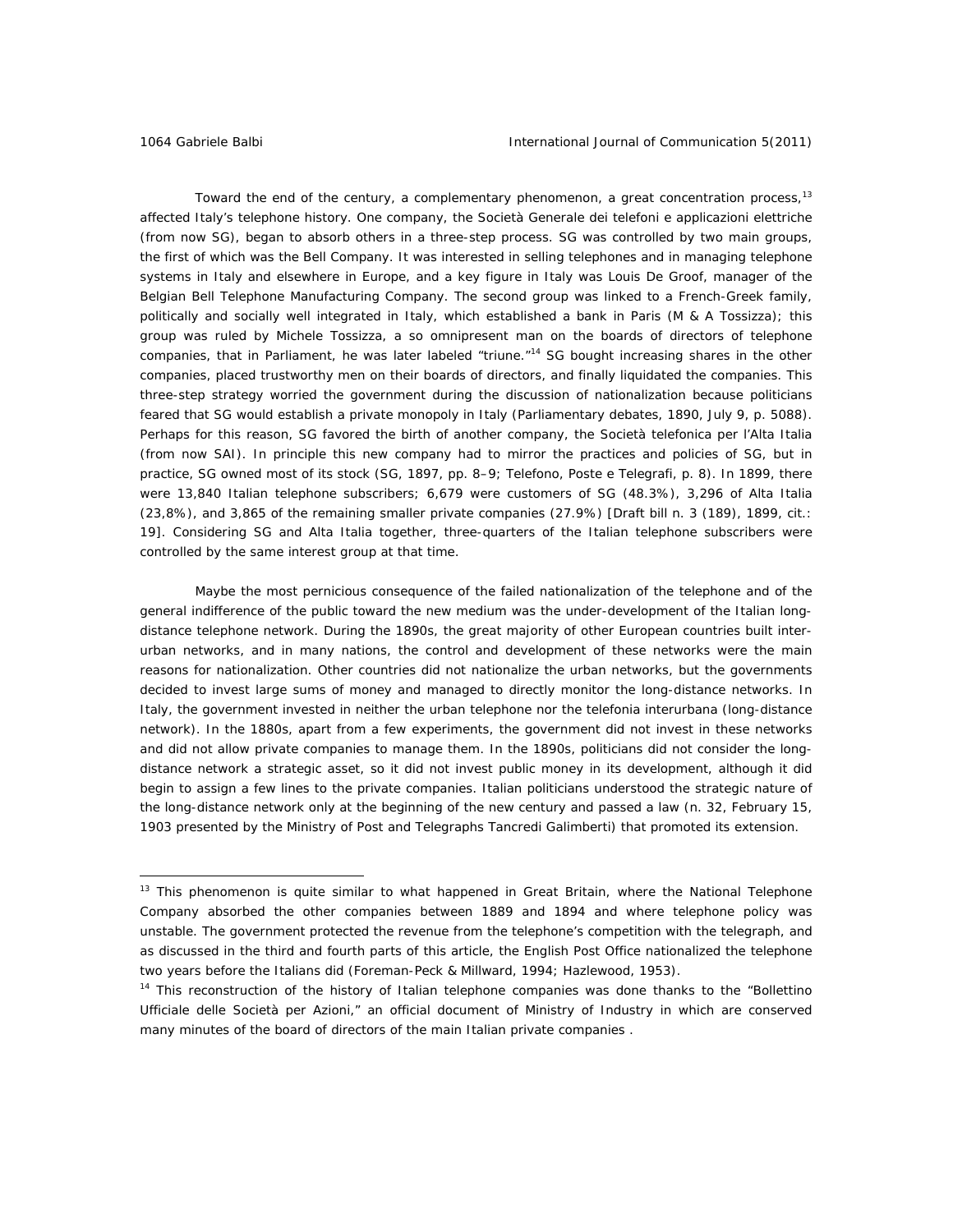Toward the end of the century, a complementary phenomenon, a great concentration process,[13] affected Italy's telephone history. One company, the Società Generale dei telefoni e applicazioni elettriche (from now SG), began to absorb others in a three-step process. SG was controlled by two main groups, the first of which was the Bell Company. It was interested in selling telephones and in managing telephone systems in Italy and elsewhere in Europe, and a key figure in Italy was Louis De Groof, manager of the Belgian Bell Telephone Manufacturing Company. The second group was linked to a French-Greek family, politically and socially well integrated in Italy, which established a bank in Paris (M & A Tossizza); this group was ruled by Michele Tossizza, a so omnipresent man on the boards of directors of telephone companies, that in Parliament, he was later labeled "triune."[14] SG bought increasing shares in the other companies, placed trustworthy men on their boards of directors, and finally liquidated the companies. This three-step strategy worried the government during the discussion of nationalization because politicians feared that SG would establish a private monopoly in Italy (Parliamentary debates, 1890, July 9, p. 5088). Perhaps for this reason, SG favored the birth of another company, the Società telefonica per l'Alta Italia (from now SAI). In principle this new company had to mirror the practices and policies of SG, but in practice, SG owned most of its stock (SG, 1897, pp. 8–9; Telefono, Poste e Telegrafi, p. 8). In 1899, there were 13,840 Italian telephone subscribers; 6,679 were customers of SG (48.3%), 3,296 of Alta Italia (23,8%), and 3,865 of the remaining smaller private companies (27.9%) [Draft bill n. 3 (189), 1899, cit.: 19]. Considering SG and Alta Italia together, three-quarters of the Italian telephone subscribers were controlled by the same interest group at that time.

Maybe the most pernicious consequence of the failed nationalization of the telephone and of the general indifference of the public toward the new medium was the under-development of the Italian long-distance telephone network. During the 1890s, the great majority of other European countries built inter-urban networks, and in many nations, the control and development of these networks were the main reasons for nationalization. Other countries did not nationalize the urban networks, but the governments decided to invest large sums of money and managed to directly monitor the long-distance networks. In Italy, the government invested in neither the urban telephone nor the telefonia interurbana (long-distance network). In the 1880s, apart from a few experiments, the government did not invest in these networks and did not allow private companies to manage them. In the 1890s, politicians did not consider the long-distance network a strategic asset, so it did not invest public money in its development, although it did begin to assign a few lines to the private companies. Italian politicians understood the strategic nature of the long-distance network only at the beginning of the new century and passed a law (n. 32, February 15, 1903 presented by the Ministry of Post and Telegraphs Tancredi Galimberti) that promoted its extension.

---

[13] This phenomenon is quite similar to what happened in Great Britain, where the National Telephone Company absorbed the other companies between 1889 and 1894 and where telephone policy was unstable. The government protected the revenue from the telephone's competition with the telegraph, and as discussed in the third and fourth parts of this article, the English Post Office nationalized the telephone two years before the Italians did (Foreman-Peck & Millward, 1994; Hazlewood, 1953).

[14] This reconstruction of the history of Italian telephone companies was done thanks to the "Bollettino Ufficiale delle Società per Azioni," an official document of Ministry of Industry in which are conserved many minutes of the board of directors of the main Italian private companies .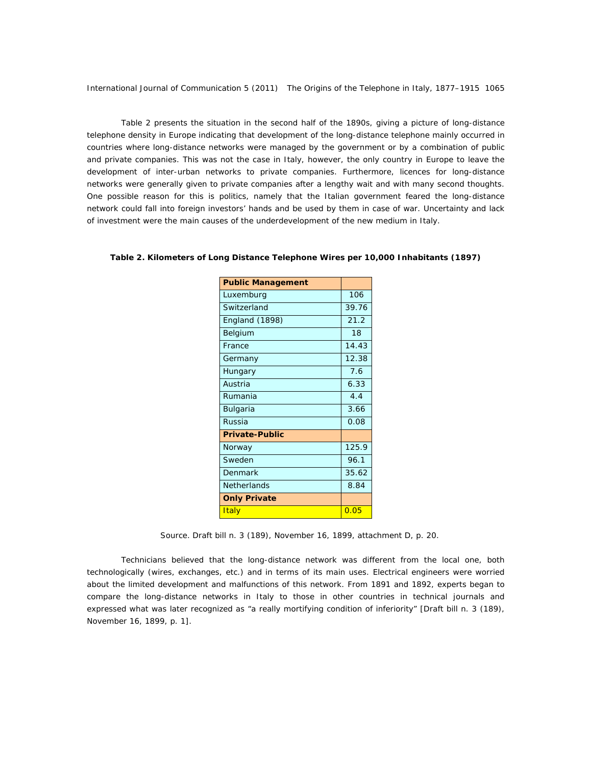Table 2 presents the situation in the second half of the 1890s, giving a picture of long-distance telephone density in Europe indicating that development of the long-distance telephone mainly occurred in countries where long-distance networks were managed by the government or by a combination of public and private companies. This was not the case in Italy, however, the only country in Europe to leave the development of inter-urban networks to private companies. Furthermore, licences for long-distance networks were generally given to private companies after a lengthy wait and with many second thoughts. One possible reason for this is politics, namely that the Italian government feared the long-distance network could fall into foreign investors' hands and be used by them in case of war. Uncertainty and lack of investment were the main causes of the underdevelopment of the new medium in Italy.

**Table 2. Kilometers of Long Distance Telephone Wires per 10,000 Inhabitants (1897)**

| **Public Management** | |
|---|---|
| Luxemburg | 106 |
| Switzerland | 39.76 |
| England (1898) | 21.2 |
| Belgium | 18 |
| France | 14.43 |
| Germany | 12.38 |
| Hungary | 7.6 |
| Austria | 6.33 |
| Rumania | 4.4 |
| Bulgaria | 3.66 |
| Russia | 0.08 |
| **Private-Public** | |
| Norway | 125.9 |
| Sweden | 96.1 |
| Denmark | 35.62 |
| Netherlands | 8.84 |
| **Only Private** | |
| Italy | 0.05 |

Source. Draft bill n. 3 (189), November 16, 1899, attachment D, p. 20.

Technicians believed that the long-distance network was different from the local one, both technologically (wires, exchanges, etc.) and in terms of its main uses. Electrical engineers were worried about the limited development and malfunctions of this network. From 1891 and 1892, experts began to compare the long-distance networks in Italy to those in other countries in technical journals and expressed what was later recognized as "a really mortifying condition of inferiority" [Draft bill n. 3 (189), November 16, 1899, p. 1].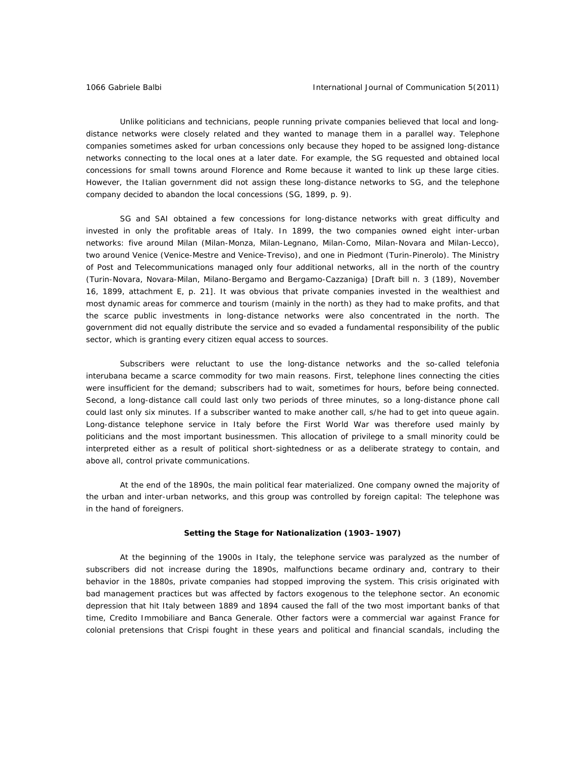Unlike politicians and technicians, people running private companies believed that local and long-distance networks were closely related and they wanted to manage them in a parallel way. Telephone companies sometimes asked for urban concessions only because they hoped to be assigned long-distance networks connecting to the local ones at a later date. For example, the SG requested and obtained local concessions for small towns around Florence and Rome because it wanted to link up these large cities. However, the Italian government did not assign these long-distance networks to SG, and the telephone company decided to abandon the local concessions (SG, 1899, p. 9).

SG and SAI obtained a few concessions for long-distance networks with great difficulty and invested in only the profitable areas of Italy. In 1899, the two companies owned eight inter-urban networks: five around Milan (Milan-Monza, Milan-Legnano, Milan-Como, Milan-Novara and Milan-Lecco), two around Venice (Venice-Mestre and Venice-Treviso), and one in Piedmont (Turin-Pinerolo). The Ministry of Post and Telecommunications managed only four additional networks, all in the north of the country (Turin-Novara, Novara-Milan, Milano-Bergamo and Bergamo-Cazzaniga) [Draft bill n. 3 (189), November 16, 1899, attachment E, p. 21]. It was obvious that private companies invested in the wealthiest and most dynamic areas for commerce and tourism (mainly in the north) as they had to make profits, and that the scarce public investments in long-distance networks were also concentrated in the north. The government did not equally distribute the service and so evaded a fundamental responsibility of the public sector, which is granting every citizen equal access to sources.

Subscribers were reluctant to use the long-distance networks and the so-called *telefonia interubana* became a scarce commodity for two main reasons. First, telephone lines connecting the cities were insufficient for the demand; subscribers had to wait, sometimes for hours, before being connected. Second, a long-distance call could last only two periods of three minutes, so a long-distance phone call could last only six minutes. If a subscriber wanted to make another call, s/he had to get into queue again. Long-distance telephone service in Italy before the First World War was therefore used mainly by politicians and the most important businessmen. This allocation of privilege to a small minority could be interpreted either as a result of political short-sightedness or as a deliberate strategy to contain, and above all, control private communications.

At the end of the 1890s, the main political fear materialized. One company owned the majority of the urban and inter-urban networks, and this group was controlled by foreign capital: The telephone was in the hand of foreigners.

### Setting the Stage for Nationalization (1903–1907)

At the beginning of the 1900s in Italy, the telephone service was paralyzed as the number of subscribers did not increase during the 1890s, malfunctions became ordinary and, contrary to their behavior in the 1880s, private companies had stopped improving the system. This crisis originated with bad management practices but was affected by factors exogenous to the telephone sector. An economic depression that hit Italy between 1889 and 1894 caused the fall of the two most important banks of that time, Credito Immobiliare and Banca Generale. Other factors were a commercial war against France for colonial pretensions that Crispi fought in these years and political and financial scandals, including the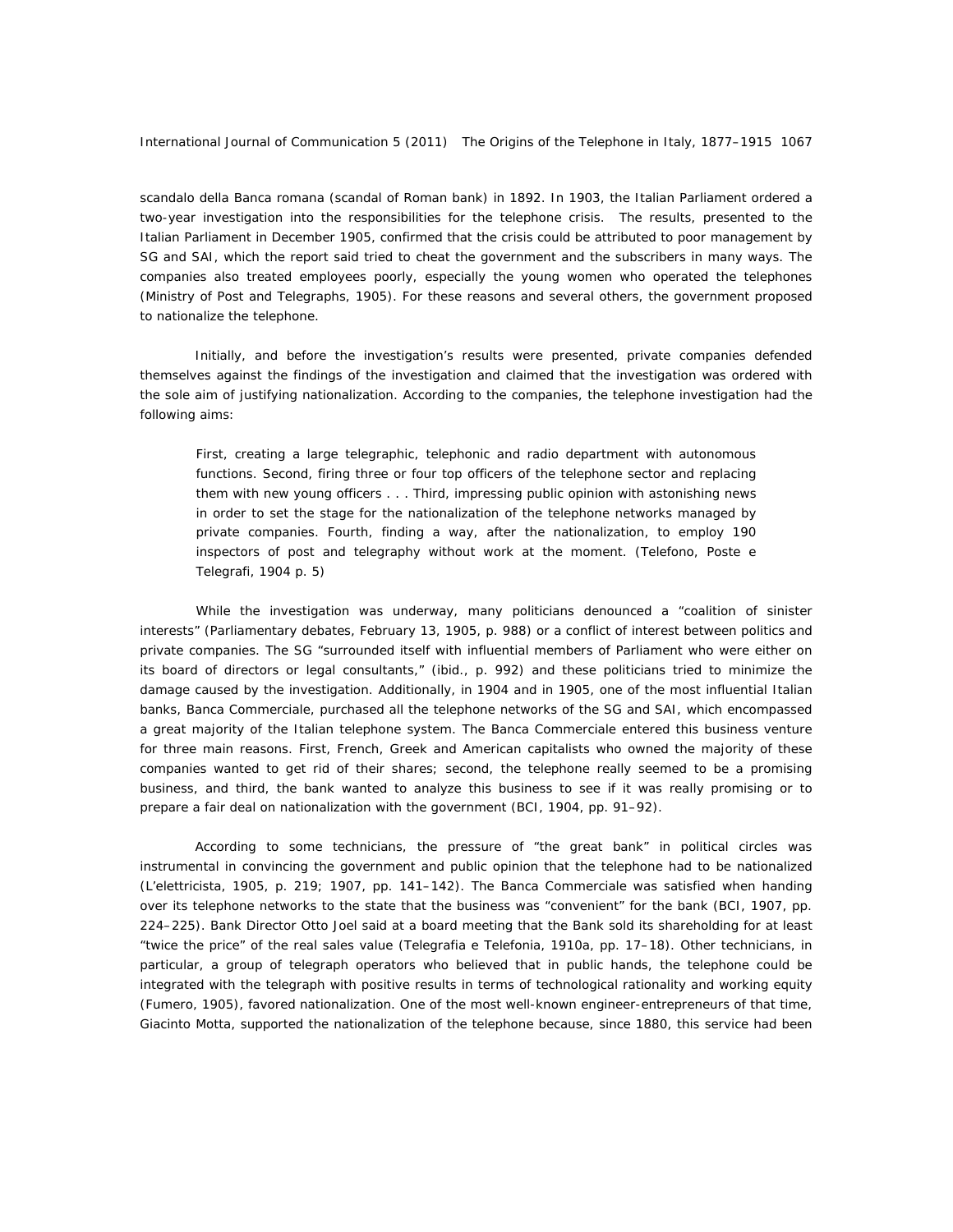*scandalo della Banca romana* (scandal of Roman bank) in 1892. In 1903, the Italian Parliament ordered a two-year investigation into the responsibilities for the telephone crisis. The results, presented to the Italian Parliament in December 1905, confirmed that the crisis could be attributed to poor management by SG and SAI, which the report said tried to cheat the government and the subscribers in many ways. The companies also treated employees poorly, especially the young women who operated the telephones (Ministry of Post and Telegraphs, 1905). For these reasons and several others, the government proposed to nationalize the telephone.

Initially, and before the investigation's results were presented, private companies defended themselves against the findings of the investigation and claimed that the investigation was ordered with the sole aim of justifying nationalization. According to the companies, the telephone investigation had the following aims:

> First, creating a large telegraphic, telephonic and radio department with autonomous functions. Second, firing three or four top officers of the telephone sector and replacing them with new young officers . . . Third, impressing public opinion with astonishing news in order to set the stage for the nationalization of the telephone networks managed by private companies. Fourth, finding a way, after the nationalization, to employ 190 inspectors of post and telegraphy without work at the moment. (Telefono, Poste e Telegrafi, 1904 p. 5)

While the investigation was underway, many politicians denounced a "coalition of sinister interests" (Parliamentary debates, February 13, 1905, p. 988) or a conflict of interest between politics and private companies. The SG "surrounded itself with influential members of Parliament who were either on its board of directors or legal consultants," (ibid., p. 992) and these politicians tried to minimize the damage caused by the investigation. Additionally, in 1904 and in 1905, one of the most influential Italian banks, Banca Commerciale, purchased all the telephone networks of the SG and SAI, which encompassed a great majority of the Italian telephone system. The Banca Commerciale entered this business venture for three main reasons. First, French, Greek and American capitalists who owned the majority of these companies wanted to get rid of their shares; second, the telephone really seemed to be a promising business, and third, the bank wanted to analyze this business to see if it was really promising or to prepare a fair deal on nationalization with the government (BCI, 1904, pp. 91–92).

According to some technicians, the pressure of "the great bank" in political circles was instrumental in convincing the government and public opinion that the telephone had to be nationalized (L'elettricista, 1905, p. 219; 1907, pp. 141–142). The Banca Commerciale was satisfied when handing over its telephone networks to the state that the business was "convenient" for the bank (BCI, 1907, pp. 224–225). Bank Director Otto Joel said at a board meeting that the Bank sold its shareholding for at least "twice the price" of the real sales value (Telegrafia e Telefonia, 1910a, pp. 17–18). Other technicians, in particular, a group of telegraph operators who believed that in public hands, the telephone could be integrated with the telegraph with positive results in terms of technological rationality and working equity (Fumero, 1905), favored nationalization. One of the most well-known engineer-entrepreneurs of that time, Giacinto Motta, supported the nationalization of the telephone because, since 1880, this service had been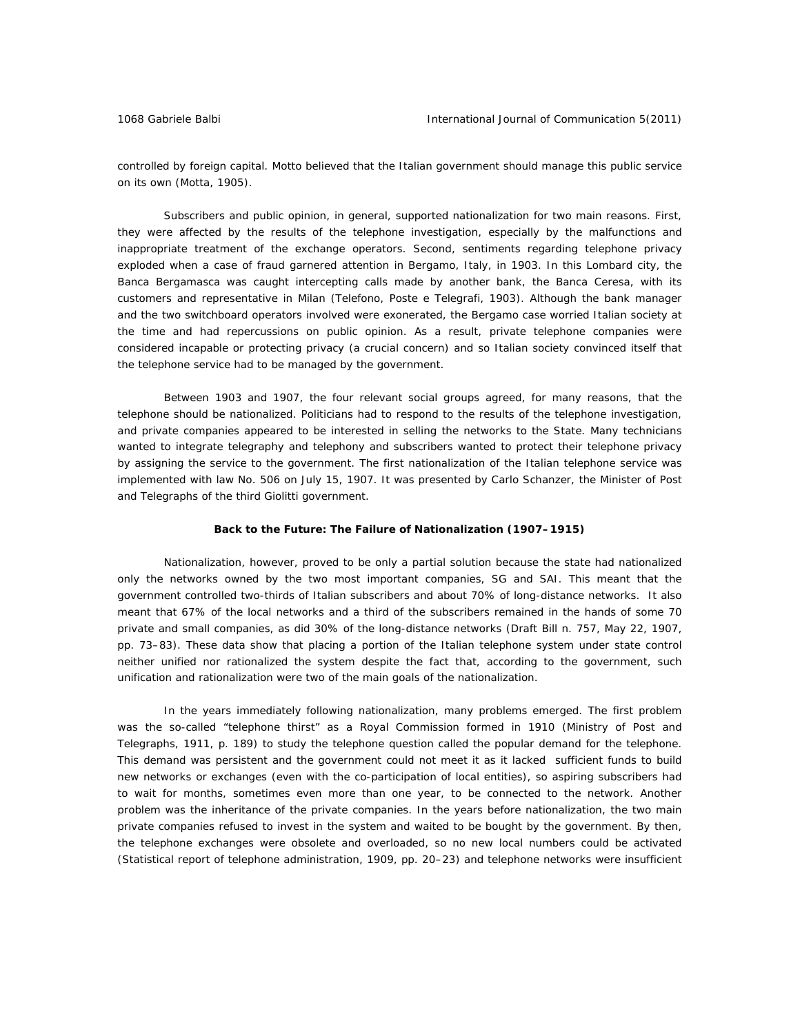controlled by foreign capital. Motto believed that the Italian government should manage this public service on its own (Motta, 1905).

Subscribers and public opinion, in general, supported nationalization for two main reasons. First, they were affected by the results of the telephone investigation, especially by the malfunctions and inappropriate treatment of the exchange operators. Second, sentiments regarding telephone privacy exploded when a case of fraud garnered attention in Bergamo, Italy, in 1903. In this Lombard city, the Banca Bergamasca was caught intercepting calls made by another bank, the Banca Ceresa, with its customers and representative in Milan (Telefono, Poste e Telegrafi, 1903). Although the bank manager and the two switchboard operators involved were exonerated, the Bergamo case worried Italian society at the time and had repercussions on public opinion. As a result, private telephone companies were considered incapable or protecting privacy (a crucial concern) and so Italian society convinced itself that the telephone service had to be managed by the government.

Between 1903 and 1907, the four relevant social groups agreed, for many reasons, that the telephone should be nationalized. Politicians had to respond to the results of the telephone investigation, and private companies appeared to be interested in selling the networks to the State. Many technicians wanted to integrate telegraphy and telephony and subscribers wanted to protect their telephone privacy by assigning the service to the government. The first nationalization of the Italian telephone service was implemented with law No. 506 on July 15, 1907. It was presented by Carlo Schanzer, the Minister of Post and Telegraphs of the third Giolitti government.

### Back to the Future: The Failure of Nationalization (1907–1915)

Nationalization, however, proved to be only a partial solution because the state had nationalized only the networks owned by the two most important companies, SG and SAI. This meant that the government controlled two-thirds of Italian subscribers and about 70% of long-distance networks. It also meant that 67% of the local networks and a third of the subscribers remained in the hands of some 70 private and small companies, as did 30% of the long-distance networks (Draft Bill n. 757, May 22, 1907, pp. 73–83). These data show that placing a portion of the Italian telephone system under state control neither unified nor rationalized the system despite the fact that, according to the government, such unification and rationalization were two of the main goals of the nationalization.

In the years immediately following nationalization, many problems emerged. The first problem was the so-called "telephone thirst" as a Royal Commission formed in 1910 (Ministry of Post and Telegraphs, 1911, p. 189) to study the telephone question called the popular demand for the telephone. This demand was persistent and the government could not meet it as it lacked sufficient funds to build new networks or exchanges (even with the co-participation of local entities), so aspiring subscribers had to wait for months, sometimes even more than one year, to be connected to the network. Another problem was the inheritance of the private companies. In the years before nationalization, the two main private companies refused to invest in the system and waited to be bought by the government. By then, the telephone exchanges were obsolete and overloaded, so no new local numbers could be activated (Statistical report of telephone administration, 1909, pp. 20–23) and telephone networks were insufficient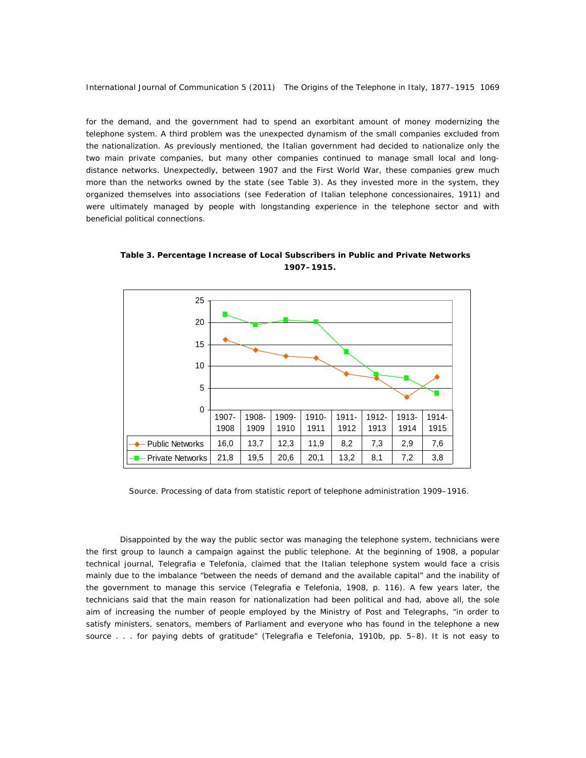for the demand, and the government had to spend an exorbitant amount of money modernizing the telephone system. A third problem was the unexpected dynamism of the small companies excluded from the nationalization. As previously mentioned, the Italian government had decided to nationalize only the two main private companies, but many other companies continued to manage small local and long-distance networks. Unexpectedly, between 1907 and the First World War, these companies grew much more than the networks owned by the state (see Table 3). As they invested more in the system, they organized themselves into associations (see Federation of Italian telephone concessionaires, 1911) and were ultimately managed by people with longstanding experience in the telephone sector and with beneficial political connections.

**Table 3. Percentage Increase of Local Subscribers in Public and Private Networks 1907–1915.**

| | 1907-1908 | 1908-1909 | 1909-1910 | 1910-1911 | 1911-1912 | 1912-1913 | 1913-1914 | 1914-1915 |
|---|---|---|---|---|---|---|---|---|
| Public Networks | 16,0 | 13,7 | 12,3 | 11,9 | 8,2 | 7,3 | 2,9 | 7,6 |
| Private Networks | 21,8 | 19,5 | 20,6 | 20,1 | 13,2 | 8,1 | 7,2 | 3,8 |

Source. Processing of data from statistic report of telephone administration 1909–1916.

Disappointed by the way the public sector was managing the telephone system, technicians were the first group to launch a campaign against the public telephone. At the beginning of 1908, a popular technical journal, *Telegrafia e Telefonia*, claimed that the Italian telephone system would face a crisis mainly due to the imbalance "between the needs of demand and the available capital" and the inability of the government to manage this service (*Telegrafia e Telefonia*, 1908, p. 116). A few years later, the technicians said that the main reason for nationalization had been political and had, above all, the sole aim of increasing the number of people employed by the Ministry of Post and Telegraphs, "in order to satisfy ministers, senators, members of Parliament and everyone who has found in the telephone a new source . . . for paying debts of gratitude" (*Telegrafia e Telefonia*, 1910b, pp. 5–8). It is not easy to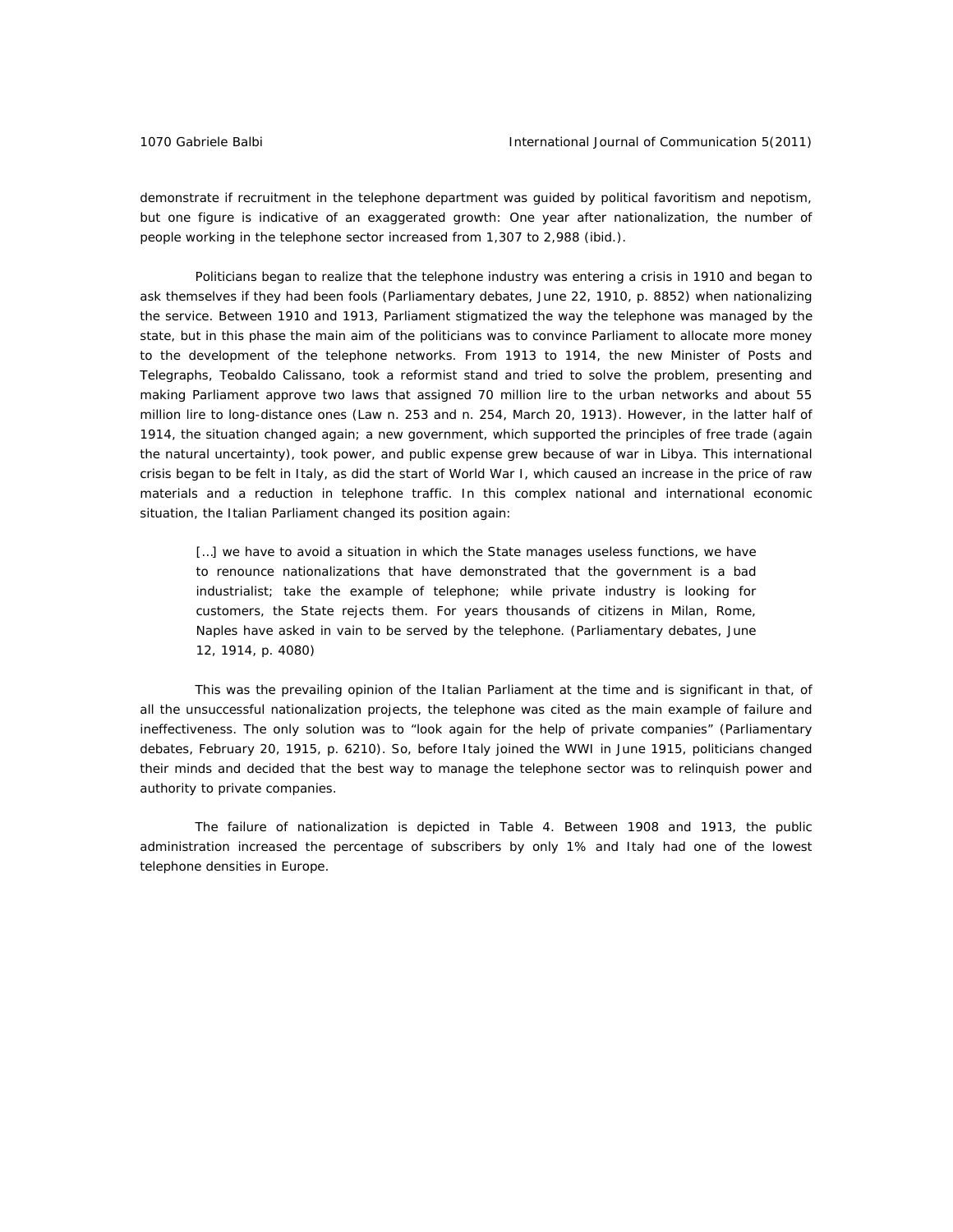demonstrate if recruitment in the telephone department was guided by political favoritism and nepotism, but one figure is indicative of an exaggerated growth: One year after nationalization, the number of people working in the telephone sector increased from 1,307 to 2,988 (ibid.).

Politicians began to realize that the telephone industry was entering a crisis in 1910 and began to ask themselves if they had been fools (Parliamentary debates, June 22, 1910, p. 8852) when nationalizing the service. Between 1910 and 1913, Parliament stigmatized the way the telephone was managed by the state, but in this phase the main aim of the politicians was to convince Parliament to allocate more money to the development of the telephone networks. From 1913 to 1914, the new Minister of Posts and Telegraphs, Teobaldo Calissano, took a reformist stand and tried to solve the problem, presenting and making Parliament approve two laws that assigned 70 million lire to the urban networks and about 55 million lire to long-distance ones (Law n. 253 and n. 254, March 20, 1913). However, in the latter half of 1914, the situation changed again; a new government, which supported the principles of free trade (again the natural uncertainty), took power, and public expense grew because of war in Libya. This international crisis began to be felt in Italy, as did the start of World War I, which caused an increase in the price of raw materials and a reduction in telephone traffic. In this complex national and international economic situation, the Italian Parliament changed its position again:

> […] we have to avoid a situation in which the State manages useless functions, we have to renounce nationalizations that have demonstrated that the government is a bad industrialist; take the example of telephone; while private industry is looking for customers, the State rejects them. For years thousands of citizens in Milan, Rome, Naples have asked in vain to be served by the telephone. (Parliamentary debates, June 12, 1914, p. 4080)

This was the prevailing opinion of the Italian Parliament at the time and is significant in that, of all the unsuccessful nationalization projects, the telephone was cited as the main example of failure and ineffectiveness. The only solution was to "look again for the help of private companies" (Parliamentary debates, February 20, 1915, p. 6210). So, before Italy joined the WWI in June 1915, politicians changed their minds and decided that the best way to manage the telephone sector was to relinquish power and authority to private companies.

The failure of nationalization is depicted in Table 4. Between 1908 and 1913, the public administration increased the percentage of subscribers by only 1% and Italy had one of the lowest telephone densities in Europe.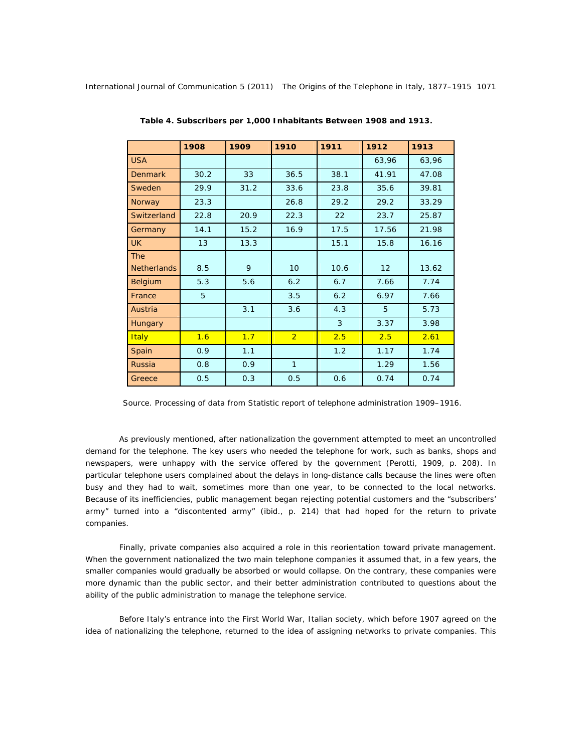**Table 4. Subscribers per 1,000 Inhabitants Between 1908 and 1913.**

| | 1908 | 1909 | 1910 | 1911 | 1912 | 1913 |
|---|---|---|---|---|---|---|
| USA | | | | | 63,96 | 63,96 |
| Denmark | 30.2 | 33 | 36.5 | 38.1 | 41.91 | 47.08 |
| Sweden | 29.9 | 31.2 | 33.6 | 23.8 | 35.6 | 39.81 |
| Norway | 23.3 | | 26.8 | 29.2 | 29.2 | 33.29 |
| Switzerland | 22.8 | 20.9 | 22.3 | 22 | 23.7 | 25.87 |
| Germany | 14.1 | 15.2 | 16.9 | 17.5 | 17.56 | 21.98 |
| UK | 13 | 13.3 | | 15.1 | 15.8 | 16.16 |
| The Netherlands | 8.5 | 9 | 10 | 10.6 | 12 | 13.62 |
| Belgium | 5.3 | 5.6 | 6.2 | 6.7 | 7.66 | 7.74 |
| France | 5 | | 3.5 | 6.2 | 6.97 | 7.66 |
| Austria | | 3.1 | 3.6 | 4.3 | 5 | 5.73 |
| Hungary | | | | 3 | 3.37 | 3.98 |
| Italy | 1.6 | 1.7 | 2 | 2.5 | 2.5 | 2.61 |
| Spain | 0.9 | 1.1 | | 1.2 | 1.17 | 1.74 |
| Russia | 0.8 | 0.9 | 1 | | 1.29 | 1.56 |
| Greece | 0.5 | 0.3 | 0.5 | 0.6 | 0.74 | 0.74 |

Source. Processing of data from Statistic report of telephone administration 1909–1916.

As previously mentioned, after nationalization the government attempted to meet an uncontrolled demand for the telephone. The key users who needed the telephone for work, such as banks, shops and newspapers, were unhappy with the service offered by the government (Perotti, 1909, p. 208). In particular telephone users complained about the delays in long-distance calls because the lines were often busy and they had to wait, sometimes more than one year, to be connected to the local networks. Because of its inefficiencies, public management began rejecting potential customers and the "subscribers' army" turned into a "discontented army" (ibid., p. 214) that had hoped for the return to private companies.

Finally, private companies also acquired a role in this reorientation toward private management. When the government nationalized the two main telephone companies it assumed that, in a few years, the smaller companies would gradually be absorbed or would collapse. On the contrary, these companies were more dynamic than the public sector, and their better administration contributed to questions about the ability of the public administration to manage the telephone service.

Before Italy's entrance into the First World War, Italian society, which before 1907 agreed on the idea of nationalizing the telephone, returned to the idea of assigning networks to private companies. This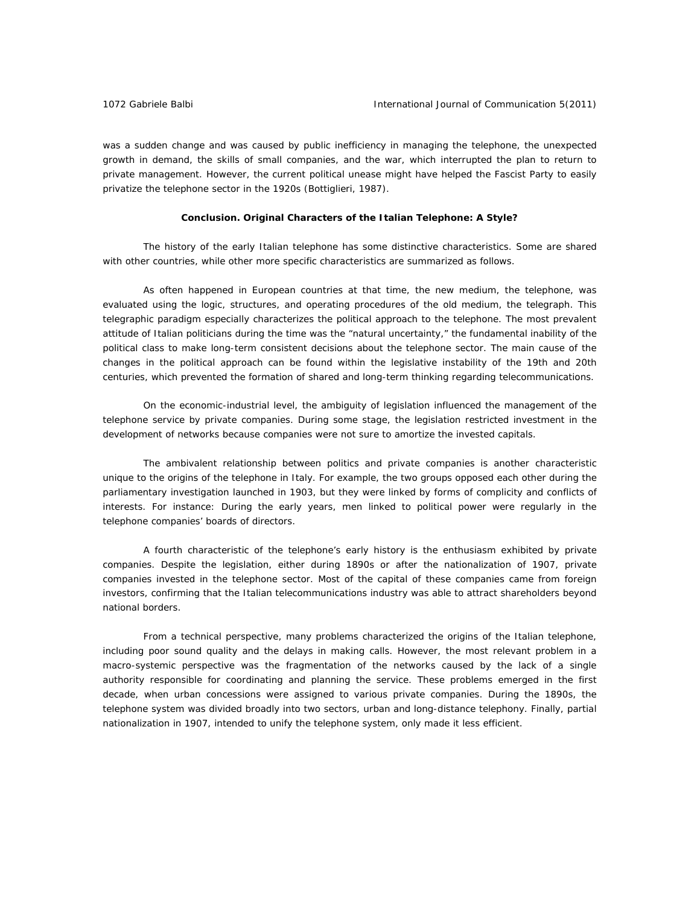was a sudden change and was caused by public inefficiency in managing the telephone, the unexpected growth in demand, the skills of small companies, and the war, which interrupted the plan to return to private management. However, the current political unease might have helped the Fascist Party to easily privatize the telephone sector in the 1920s (Bottiglieri, 1987).

### Conclusion. Original Characters of the Italian Telephone: A Style?

The history of the early Italian telephone has some distinctive characteristics. Some are shared with other countries, while other more specific characteristics are summarized as follows.

As often happened in European countries at that time, the new medium, the telephone, was evaluated using the logic, structures, and operating procedures of the old medium, the telegraph. This telegraphic paradigm especially characterizes the political approach to the telephone. The most prevalent attitude of Italian politicians during the time was the "natural uncertainty," the fundamental inability of the political class to make long-term consistent decisions about the telephone sector. The main cause of the changes in the political approach can be found within the legislative instability of the 19th and 20th centuries, which prevented the formation of shared and long-term thinking regarding telecommunications.

On the economic-industrial level, the ambiguity of legislation influenced the management of the telephone service by private companies. During some stage, the legislation restricted investment in the development of networks because companies were not sure to amortize the invested capitals.

The ambivalent relationship between politics and private companies is another characteristic unique to the origins of the telephone in Italy. For example, the two groups opposed each other during the parliamentary investigation launched in 1903, but they were linked by forms of complicity and conflicts of interests. For instance: During the early years, men linked to political power were regularly in the telephone companies' boards of directors.

A fourth characteristic of the telephone's early history is the enthusiasm exhibited by private companies. Despite the legislation, either during 1890s or after the nationalization of 1907, private companies invested in the telephone sector. Most of the capital of these companies came from foreign investors, confirming that the Italian telecommunications industry was able to attract shareholders beyond national borders.

From a technical perspective, many problems characterized the origins of the Italian telephone, including poor sound quality and the delays in making calls. However, the most relevant problem in a macro-systemic perspective was the fragmentation of the networks caused by the lack of a single authority responsible for coordinating and planning the service. These problems emerged in the first decade, when urban concessions were assigned to various private companies. During the 1890s, the telephone system was divided broadly into two sectors, urban and long-distance telephony. Finally, partial nationalization in 1907, intended to unify the telephone system, only made it less efficient.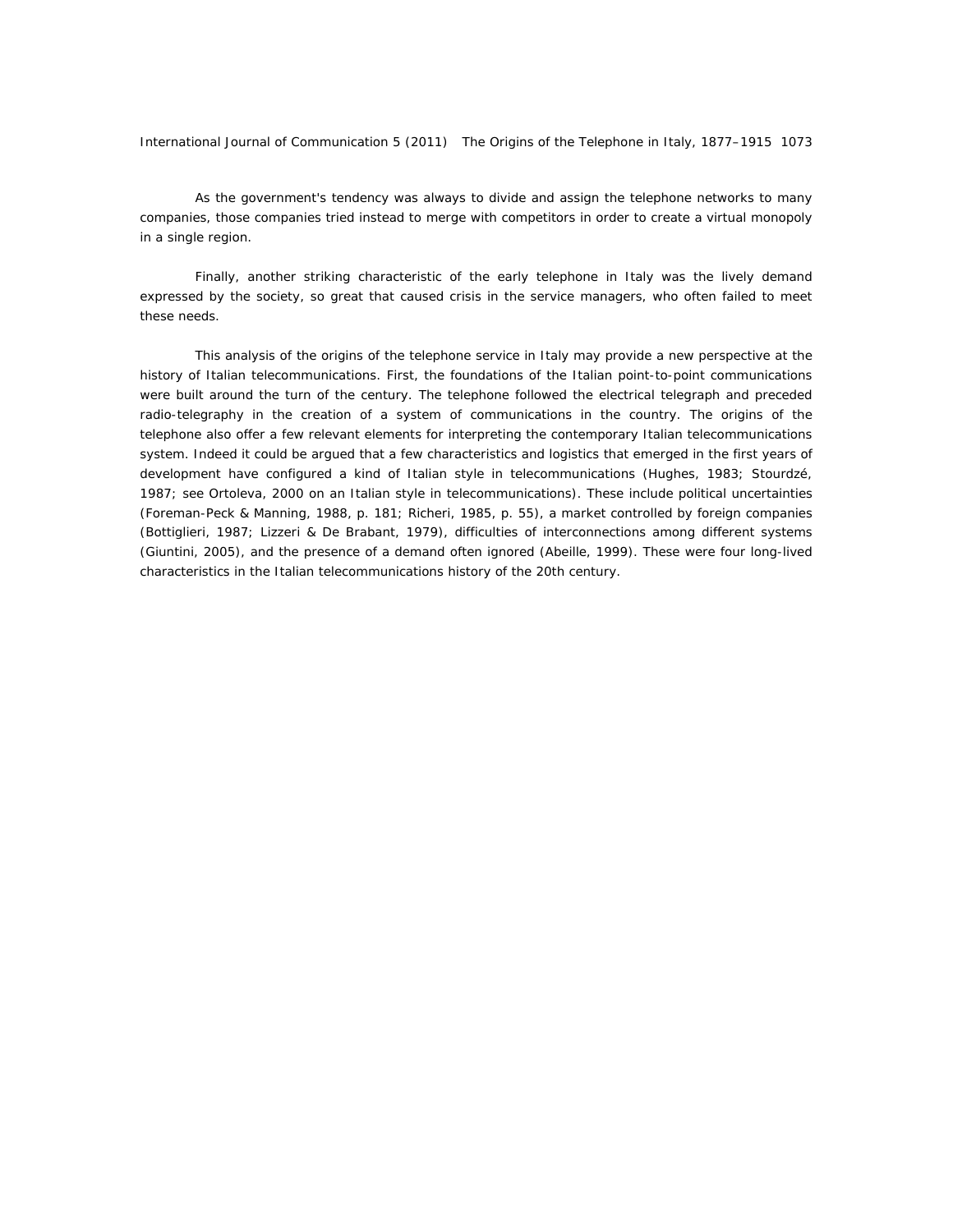As the government's tendency was always to divide and assign the telephone networks to many companies, those companies tried instead to merge with competitors in order to create a virtual monopoly in a single region.

Finally, another striking characteristic of the early telephone in Italy was the lively demand expressed by the society, so great that caused crisis in the service managers, who often failed to meet these needs.

This analysis of the origins of the telephone service in Italy may provide a new perspective at the history of Italian telecommunications. First, the foundations of the Italian point-to-point communications were built around the turn of the century. The telephone followed the electrical telegraph and preceded radio-telegraphy in the creation of a system of communications in the country. The origins of the telephone also offer a few relevant elements for interpreting the contemporary Italian telecommunications system. Indeed it could be argued that a few characteristics and logistics that emerged in the first years of development have configured a kind of Italian style in telecommunications (Hughes, 1983; Stourdzé, 1987; see Ortoleva, 2000 on an Italian style in telecommunications). These include political uncertainties (Foreman-Peck & Manning, 1988, p. 181; Richeri, 1985, p. 55), a market controlled by foreign companies (Bottiglieri, 1987; Lizzeri & De Brabant, 1979), difficulties of interconnections among different systems (Giuntini, 2005), and the presence of a demand often ignored (Abeille, 1999). These were four long-lived characteristics in the Italian telecommunications history of the 20th century.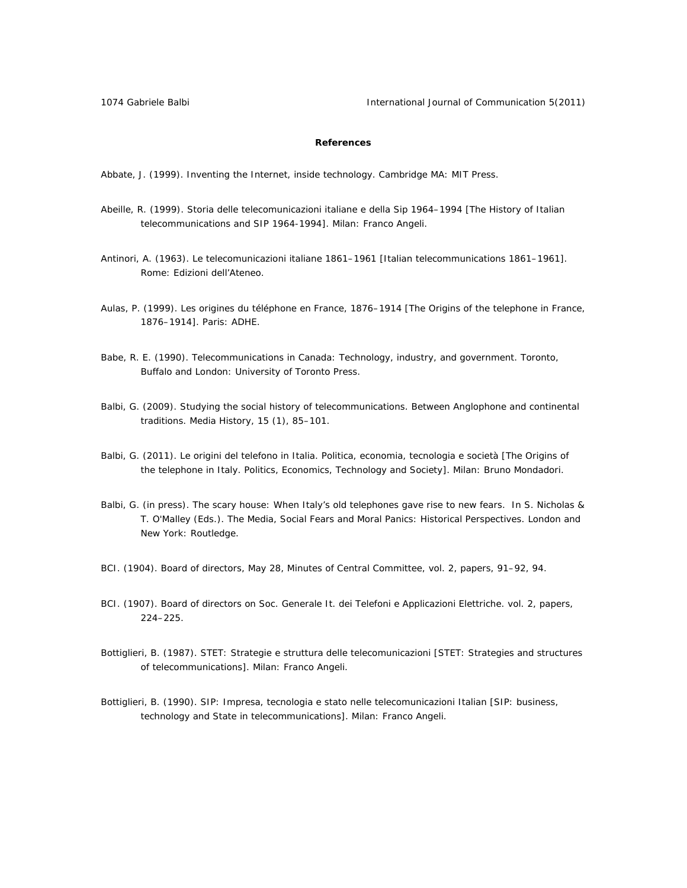## References

Abbate, J. (1999). Inventing the Internet, inside technology. Cambridge MA: MIT Press.

Abeille, R. (1999). Storia delle telecomunicazioni italiane e della Sip 1964–1994 [The History of Italian telecommunications and SIP 1964-1994]. Milan: Franco Angeli.

Antinori, A. (1963). Le telecomunicazioni italiane 1861–1961 [Italian telecommunications 1861–1961]. Rome: Edizioni dell'Ateneo.

Aulas, P. (1999). Les origines du téléphone en France, 1876–1914 [The Origins of the telephone in France, 1876–1914]. Paris: ADHE.

Babe, R. E. (1990). Telecommunications in Canada: Technology, industry, and government. Toronto, Buffalo and London: University of Toronto Press.

Balbi, G. (2009). Studying the social history of telecommunications. Between Anglophone and continental traditions. Media History, 15 (1), 85–101.

Balbi, G. (2011). Le origini del telefono in Italia. Politica, economia, tecnologia e società [The Origins of the telephone in Italy. Politics, Economics, Technology and Society]. Milan: Bruno Mondadori.

Balbi, G. (in press). The scary house: When Italy's old telephones gave rise to new fears. In S. Nicholas & T. O'Malley (Eds.). The Media, Social Fears and Moral Panics: Historical Perspectives. London and New York: Routledge.

BCI. (1904). Board of directors, May 28, Minutes of Central Committee, vol. 2, papers, 91–92, 94.

BCI. (1907). Board of directors on Soc. Generale It. dei Telefoni e Applicazioni Elettriche. vol. 2, papers, 224–225.

Bottiglieri, B. (1987). STET: Strategie e struttura delle telecomunicazioni [STET: Strategies and structures of telecommunications]. Milan: Franco Angeli.

Bottiglieri, B. (1990). SIP: Impresa, tecnologia e stato nelle telecomunicazioni Italian [SIP: business, technology and State in telecommunications]. Milan: Franco Angeli.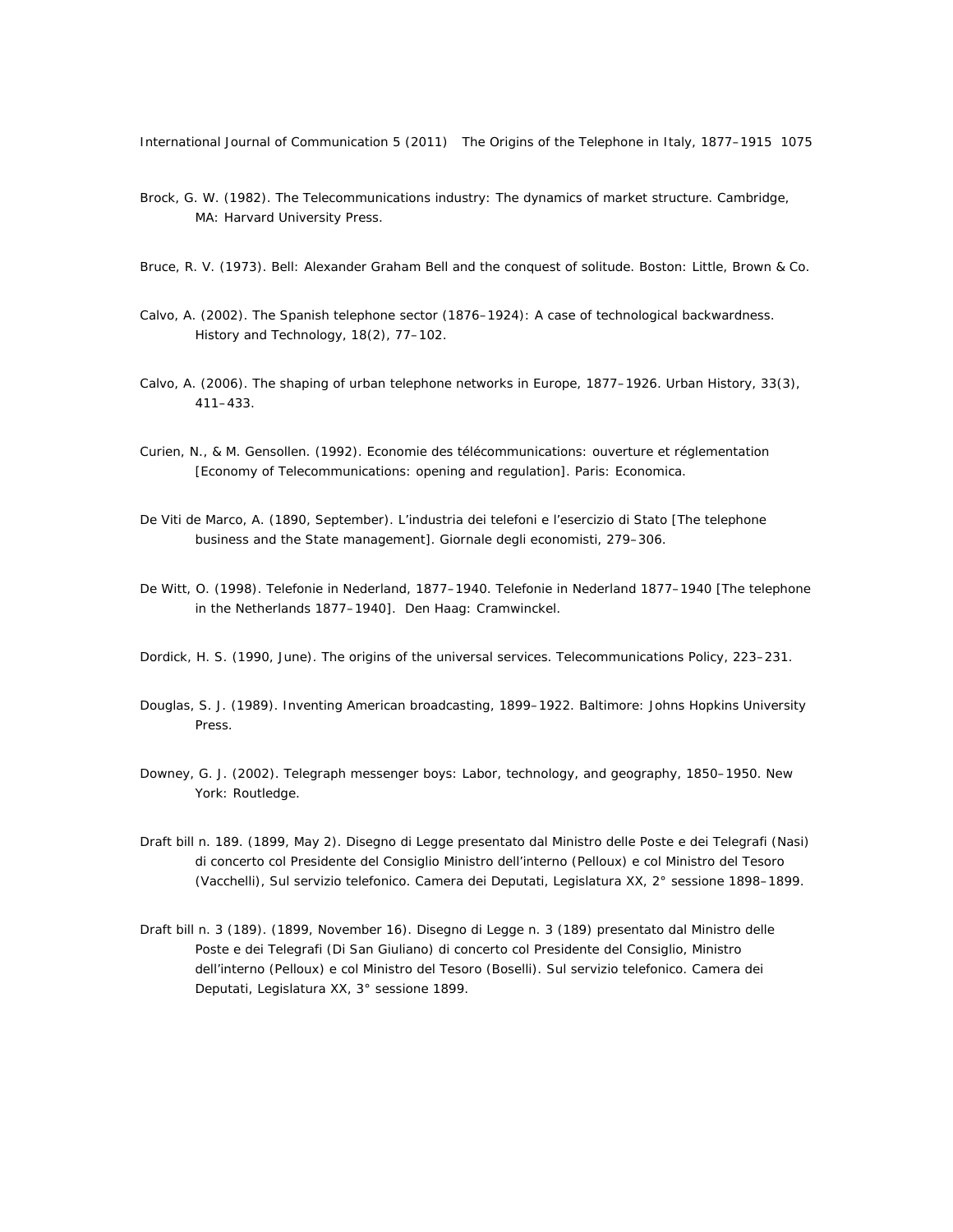Brock, G. W. (1982). The Telecommunications industry: The dynamics of market structure. Cambridge, MA: Harvard University Press.

Bruce, R. V. (1973). Bell: Alexander Graham Bell and the conquest of solitude. Boston: Little, Brown & Co.

Calvo, A. (2002). The Spanish telephone sector (1876–1924): A case of technological backwardness. History and Technology, 18(2), 77–102.

Calvo, A. (2006). The shaping of urban telephone networks in Europe, 1877–1926. Urban History, 33(3), 411–433.

Curien, N., & M. Gensollen. (1992). Economie des télécommunications: ouverture et réglementation [Economy of Telecommunications: opening and regulation]. Paris: Economica.

De Viti de Marco, A. (1890, September). L'industria dei telefoni e l'esercizio di Stato [The telephone business and the State management]. Giornale degli economisti, 279–306.

De Witt, O. (1998). Telefonie in Nederland, 1877–1940. Telefonie in Nederland 1877–1940 [The telephone in the Netherlands 1877–1940]. Den Haag: Cramwinckel.

Dordick, H. S. (1990, June). The origins of the universal services. Telecommunications Policy, 223–231.

Douglas, S. J. (1989). Inventing American broadcasting, 1899–1922. Baltimore: Johns Hopkins University Press.

Downey, G. J. (2002). Telegraph messenger boys: Labor, technology, and geography, 1850–1950. New York: Routledge.

Draft bill n. 189. (1899, May 2). Disegno di Legge presentato dal Ministro delle Poste e dei Telegrafi (Nasi) di concerto col Presidente del Consiglio Ministro dell'interno (Pelloux) e col Ministro del Tesoro (Vacchelli), Sul servizio telefonico. Camera dei Deputati, Legislatura XX, 2° sessione 1898–1899.

Draft bill n. 3 (189). (1899, November 16). Disegno di Legge n. 3 (189) presentato dal Ministro delle Poste e dei Telegrafi (Di San Giuliano) di concerto col Presidente del Consiglio, Ministro dell'interno (Pelloux) e col Ministro del Tesoro (Boselli). Sul servizio telefonico. Camera dei Deputati, Legislatura XX, 3° sessione 1899.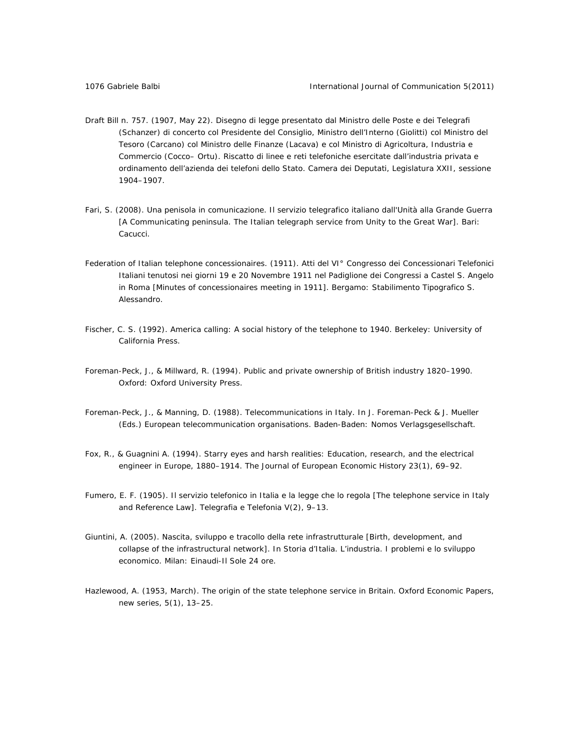Draft Bill n. 757. (1907, May 22). Disegno di legge presentato dal Ministro delle Poste e dei Telegrafi (Schanzer) di concerto col Presidente del Consiglio, Ministro dell'Interno (Giolitti) col Ministro del Tesoro (Carcano) col Ministro delle Finanze (Lacava) e col Ministro di Agricoltura, Industria e Commercio (Cocco– Ortu). Riscatto di linee e reti telefoniche esercitate dall'industria privata e ordinamento dell'azienda dei telefoni dello Stato. Camera dei Deputati, Legislatura XXII, sessione 1904–1907.

Fari, S. (2008). Una penisola in comunicazione. Il servizio telegrafico italiano dall'Unità alla Grande Guerra [A Communicating peninsula. The Italian telegraph service from Unity to the Great War]. Bari: Cacucci.

Federation of Italian telephone concessionaires. (1911). Atti del VI° Congresso dei Concessionari Telefonici Italiani tenutosi nei giorni 19 e 20 Novembre 1911 nel Padiglione dei Congressi a Castel S. Angelo in Roma [Minutes of concessionaires meeting in 1911]. Bergamo: Stabilimento Tipografico S. Alessandro.

Fischer, C. S. (1992). America calling: A social history of the telephone to 1940. Berkeley: University of California Press.

Foreman-Peck, J., & Millward, R. (1994). Public and private ownership of British industry 1820–1990. Oxford: Oxford University Press.

Foreman-Peck, J., & Manning, D. (1988). Telecommunications in Italy. In J. Foreman-Peck & J. Mueller (Eds.) European telecommunication organisations. Baden-Baden: Nomos Verlagsgesellschaft.

Fox, R., & Guagnini A. (1994). Starry eyes and harsh realities: Education, research, and the electrical engineer in Europe, 1880–1914. The Journal of European Economic History 23(1), 69–92.

Fumero, E. F. (1905). Il servizio telefonico in Italia e la legge che lo regola [The telephone service in Italy and Reference Law]. Telegrafia e Telefonia V(2), 9–13.

Giuntini, A. (2005). Nascita, sviluppo e tracollo della rete infrastrutturale [Birth, development, and collapse of the infrastructural network]. In Storia d'Italia. L'industria. I problemi e lo sviluppo economico. Milan: Einaudi-Il Sole 24 ore.

Hazlewood, A. (1953, March). The origin of the state telephone service in Britain. Oxford Economic Papers, new series, 5(1), 13–25.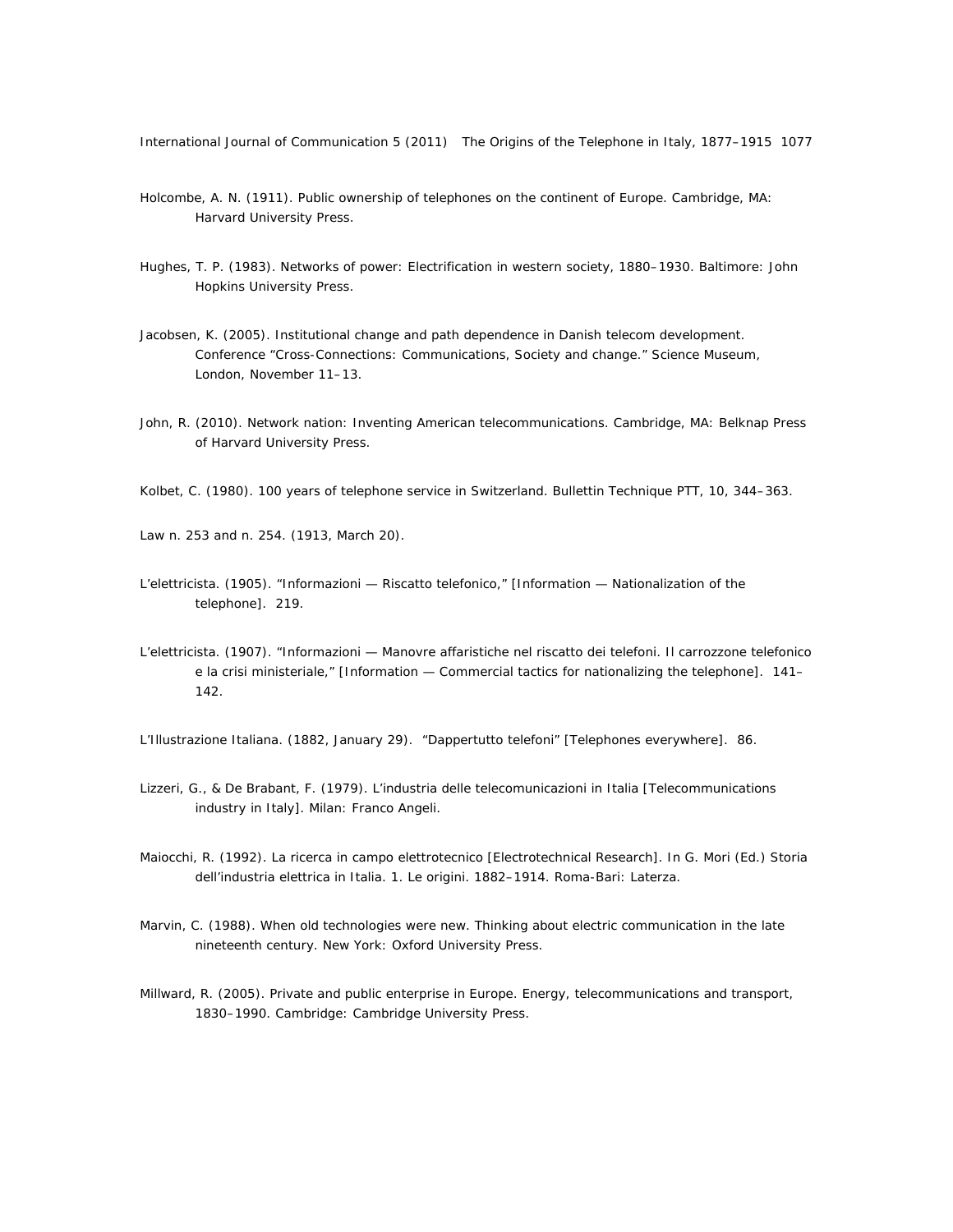Holcombe, A. N. (1911). Public ownership of telephones on the continent of Europe. Cambridge, MA: Harvard University Press.

Hughes, T. P. (1983). Networks of power: Electrification in western society, 1880–1930. Baltimore: John Hopkins University Press.

Jacobsen, K. (2005). Institutional change and path dependence in Danish telecom development. Conference "Cross-Connections: Communications, Society and change." Science Museum, London, November 11–13.

John, R. (2010). Network nation: Inventing American telecommunications. Cambridge, MA: Belknap Press of Harvard University Press.

Kolbet, C. (1980). 100 years of telephone service in Switzerland. Bullettin Technique PTT, 10, 344–363.

Law n. 253 and n. 254. (1913, March 20).

L'elettricista. (1905). "Informazioni — Riscatto telefonico," [Information — Nationalization of the telephone]. 219.

L'elettricista. (1907). "Informazioni — Manovre affaristiche nel riscatto dei telefoni. Il carrozzone telefonico e la crisi ministeriale," [Information — Commercial tactics for nationalizing the telephone]. 141–142.

L'Illustrazione Italiana. (1882, January 29). "Dappertutto telefoni" [Telephones everywhere]. 86.

Lizzeri, G., & De Brabant, F. (1979). L'industria delle telecomunicazioni in Italia [Telecommunications industry in Italy]. Milan: Franco Angeli.

Maiocchi, R. (1992). La ricerca in campo elettrotecnico [Electrotechnical Research]. In G. Mori (Ed.) Storia dell'industria elettrica in Italia. 1. Le origini. 1882–1914. Roma-Bari: Laterza.

Marvin, C. (1988). When old technologies were new. Thinking about electric communication in the late nineteenth century. New York: Oxford University Press.

Millward, R. (2005). Private and public enterprise in Europe. Energy, telecommunications and transport, 1830–1990. Cambridge: Cambridge University Press.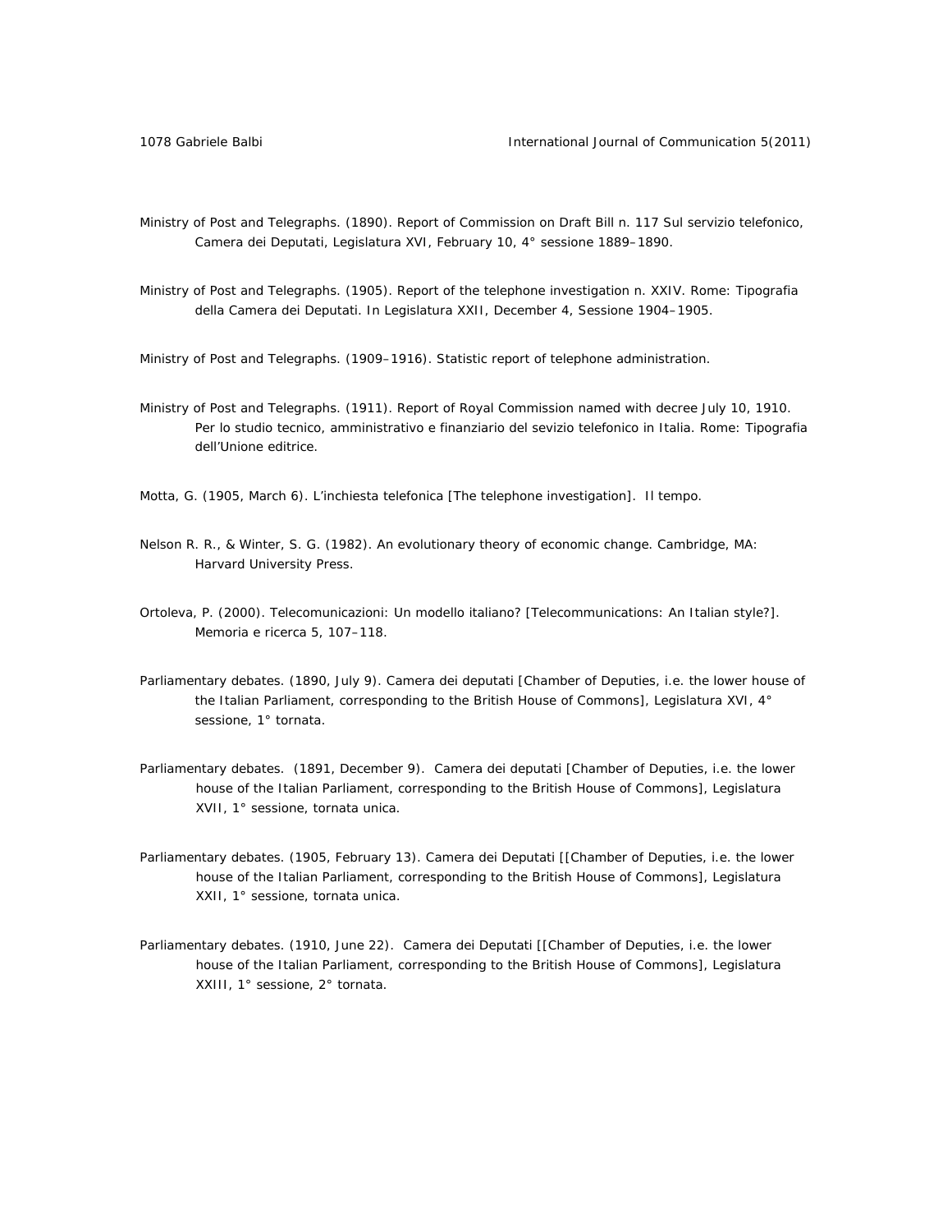Ministry of Post and Telegraphs. (1890). Report of Commission on Draft Bill n. 117 Sul servizio telefonico, Camera dei Deputati, Legislatura XVI, February 10, 4° sessione 1889–1890.

Ministry of Post and Telegraphs. (1905). Report of the telephone investigation n. XXIV. Rome: Tipografia della Camera dei Deputati. In Legislatura XXII, December 4, Sessione 1904–1905.

Ministry of Post and Telegraphs. (1909–1916). Statistic report of telephone administration.

Ministry of Post and Telegraphs. (1911). Report of Royal Commission named with decree July 10, 1910. Per lo studio tecnico, amministrativo e finanziario del sevizio telefonico in Italia. Rome: Tipografia dell'Unione editrice.

Motta, G. (1905, March 6). L'inchiesta telefonica [The telephone investigation]. Il tempo.

Nelson R. R., & Winter, S. G. (1982). An evolutionary theory of economic change. Cambridge, MA: Harvard University Press.

Ortoleva, P. (2000). Telecomunicazioni: Un modello italiano? [Telecommunications: An Italian style?]. Memoria e ricerca 5, 107–118.

Parliamentary debates. (1890, July 9). Camera dei deputati [Chamber of Deputies, i.e. the lower house of the Italian Parliament, corresponding to the British House of Commons], Legislatura XVI, 4° sessione, 1° tornata.

Parliamentary debates. (1891, December 9). Camera dei deputati [Chamber of Deputies, i.e. the lower house of the Italian Parliament, corresponding to the British House of Commons], Legislatura XVII, 1° sessione, tornata unica.

Parliamentary debates. (1905, February 13). Camera dei Deputati [[Chamber of Deputies, i.e. the lower house of the Italian Parliament, corresponding to the British House of Commons], Legislatura XXII, 1° sessione, tornata unica.

Parliamentary debates. (1910, June 22). Camera dei Deputati [[Chamber of Deputies, i.e. the lower house of the Italian Parliament, corresponding to the British House of Commons], Legislatura XXIII, 1° sessione, 2° tornata.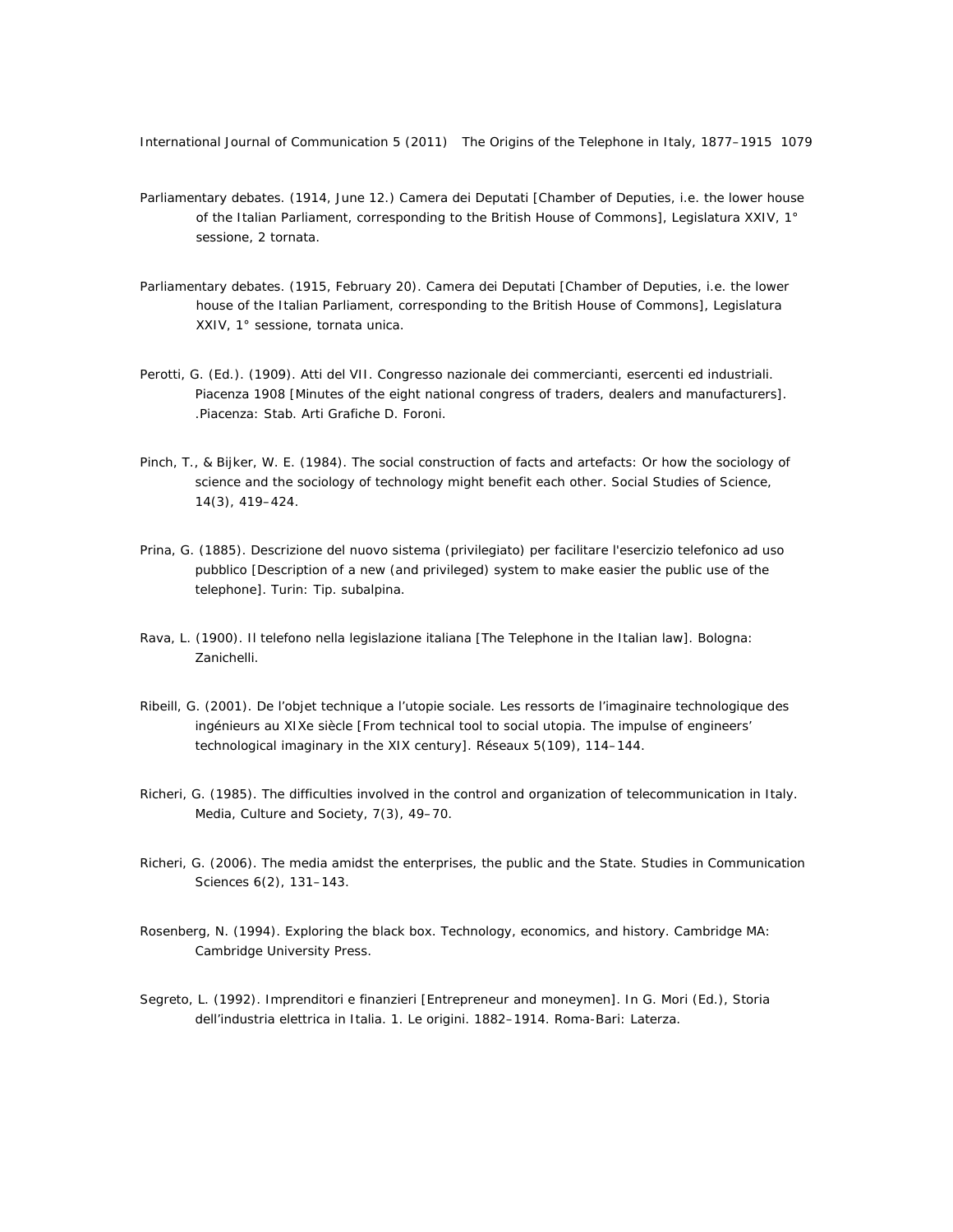Parliamentary debates. (1914, June 12.) Camera dei Deputati [Chamber of Deputies, i.e. the lower house of the Italian Parliament, corresponding to the British House of Commons], Legislatura XXIV, 1° sessione, 2 tornata.

Parliamentary debates. (1915, February 20). Camera dei Deputati [Chamber of Deputies, i.e. the lower house of the Italian Parliament, corresponding to the British House of Commons], Legislatura XXIV, 1° sessione, tornata unica.

Perotti, G. (Ed.). (1909). Atti del VII. Congresso nazionale dei commercianti, esercenti ed industriali. Piacenza 1908 [Minutes of the eight national congress of traders, dealers and manufacturers]. .Piacenza: Stab. Arti Grafiche D. Foroni.

Pinch, T., & Bijker, W. E. (1984). The social construction of facts and artefacts: Or how the sociology of science and the sociology of technology might benefit each other. Social Studies of Science, 14(3), 419–424.

Prina, G. (1885). Descrizione del nuovo sistema (privilegiato) per facilitare l'esercizio telefonico ad uso pubblico [Description of a new (and privileged) system to make easier the public use of the telephone]. Turin: Tip. subalpina.

Rava, L. (1900). Il telefono nella legislazione italiana [The Telephone in the Italian law]. Bologna: Zanichelli.

Ribeill, G. (2001). De l'objet technique a l'utopie sociale. Les ressorts de l'imaginaire technologique des ingénieurs au XIXe siècle [From technical tool to social utopia. The impulse of engineers' technological imaginary in the XIX century]. Réseaux 5(109), 114–144.

Richeri, G. (1985). The difficulties involved in the control and organization of telecommunication in Italy. Media, Culture and Society, 7(3), 49–70.

Richeri, G. (2006). The media amidst the enterprises, the public and the State. Studies in Communication Sciences 6(2), 131–143.

Rosenberg, N. (1994). Exploring the black box. Technology, economics, and history. Cambridge MA: Cambridge University Press.

Segreto, L. (1992). Imprenditori e finanzieri [Entrepreneur and moneymen]. In G. Mori (Ed.), Storia dell'industria elettrica in Italia. 1. Le origini. 1882–1914. Roma-Bari: Laterza.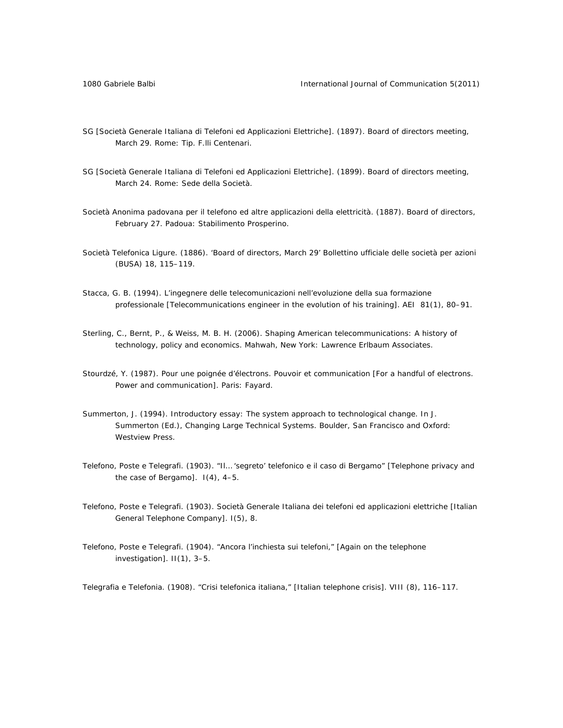SG [Società Generale Italiana di Telefoni ed Applicazioni Elettriche]. (1897). Board of directors meeting, March 29. Rome: Tip. F.lli Centenari.

SG [Società Generale Italiana di Telefoni ed Applicazioni Elettriche]. (1899). Board of directors meeting, March 24. Rome: Sede della Società.

Società Anonima padovana per il telefono ed altre applicazioni della elettricità. (1887). Board of directors, February 27. Padoua: Stabilimento Prosperino.

Società Telefonica Ligure. (1886). 'Board of directors, March 29' *Bollettino ufficiale delle società per azioni (BUSA)* 18, 115–119.

Stacca, G. B. (1994). L'ingegnere delle telecomunicazioni nell'evoluzione della sua formazione professionale [Telecommunications engineer in the evolution of his training]. *AEI* 81(1), 80–91.

Sterling, C., Bernt, P., & Weiss, M. B. H. (2006). *Shaping American telecommunications: A history of technology, policy and economics*. Mahwah, New York: Lawrence Erlbaum Associates.

Stourdzé, Y. (1987). *Pour une poignée d'électrons. Pouvoir et communication* [For a handful of electrons. Power and communication]. Paris: Fayard.

Summerton, J. (1994). Introductory essay: The system approach to technological change. In J. Summerton (Ed.), *Changing Large Technical Systems*. Boulder, San Francisco and Oxford: Westview Press.

Telefono, Poste e Telegrafi. (1903). "Il… 'segreto' telefonico e il caso di Bergamo" [Telephone privacy and the case of Bergamo]. I(4), 4–5.

Telefono, Poste e Telegrafi. (1903). Società Generale Italiana dei telefoni ed applicazioni elettriche [Italian General Telephone Company]. I(5), 8.

Telefono, Poste e Telegrafi. (1904). "Ancora l'inchiesta sui telefoni," [Again on the telephone investigation]. II(1), 3–5.

Telegrafia e Telefonia. (1908). "Crisi telefonica italiana," [Italian telephone crisis]. VIII (8), 116–117.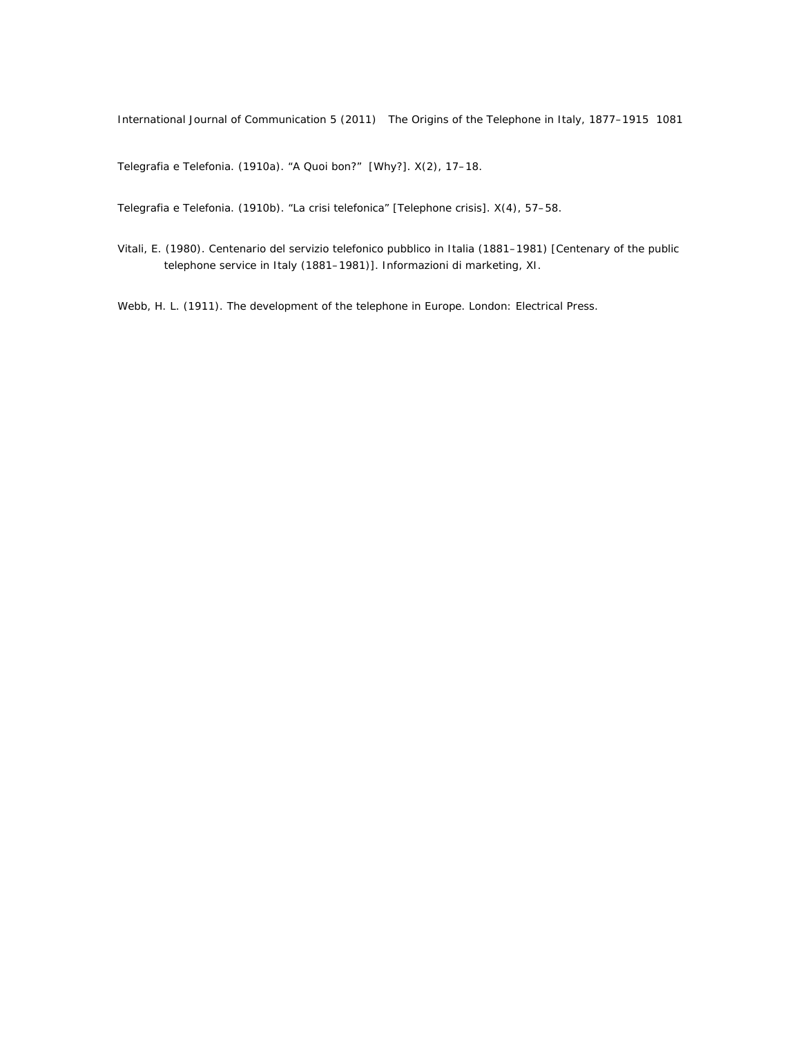Telegrafia e Telefonia. (1910a). "A Quoi bon?" [Why?]. X(2), 17–18.

Telegrafia e Telefonia. (1910b). "La crisi telefonica" [Telephone crisis]. X(4), 57–58.

Vitali, E. (1980). Centenario del servizio telefonico pubblico in Italia (1881–1981) [Centenary of the public telephone service in Italy (1881–1981)]. Informazioni di marketing, XI.

Webb, H. L. (1911). The development of the telephone in Europe. London: Electrical Press.